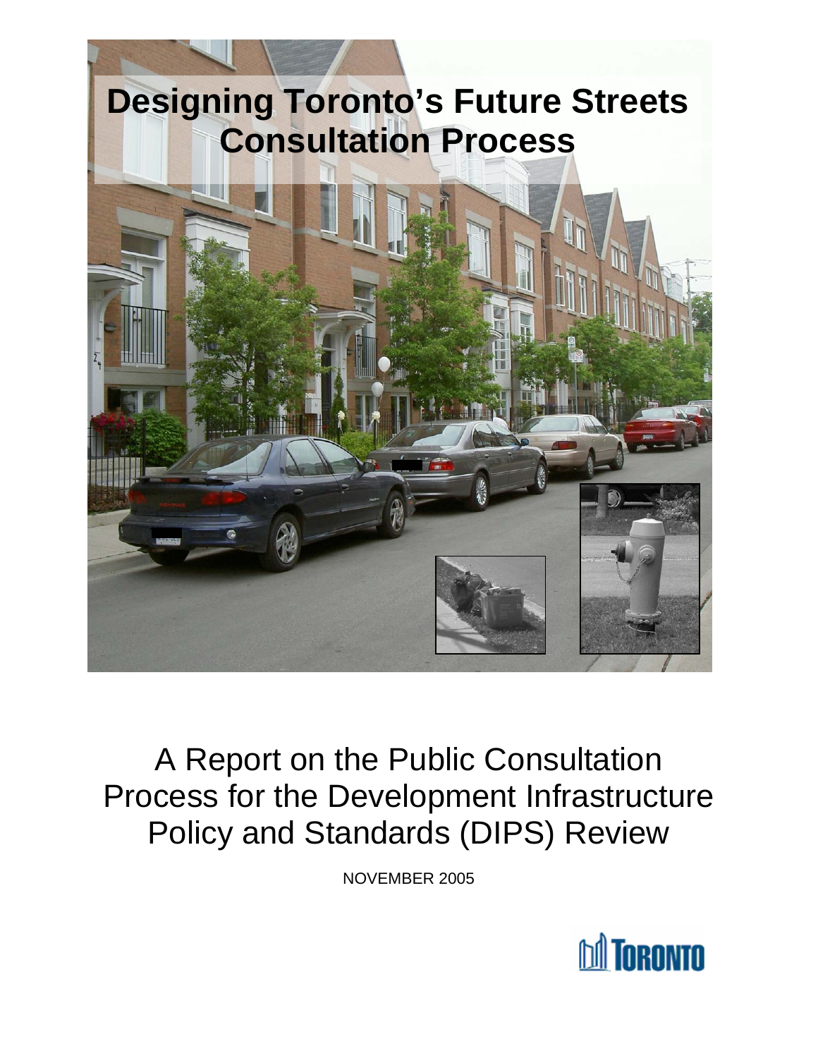# Designing Toronto's Future Streets Consultation Process

A Report on the Public Consultation Process for the Development Infrastructure Policy and Standards (DIPS) Review

NOVEMBER 2005

TORONTO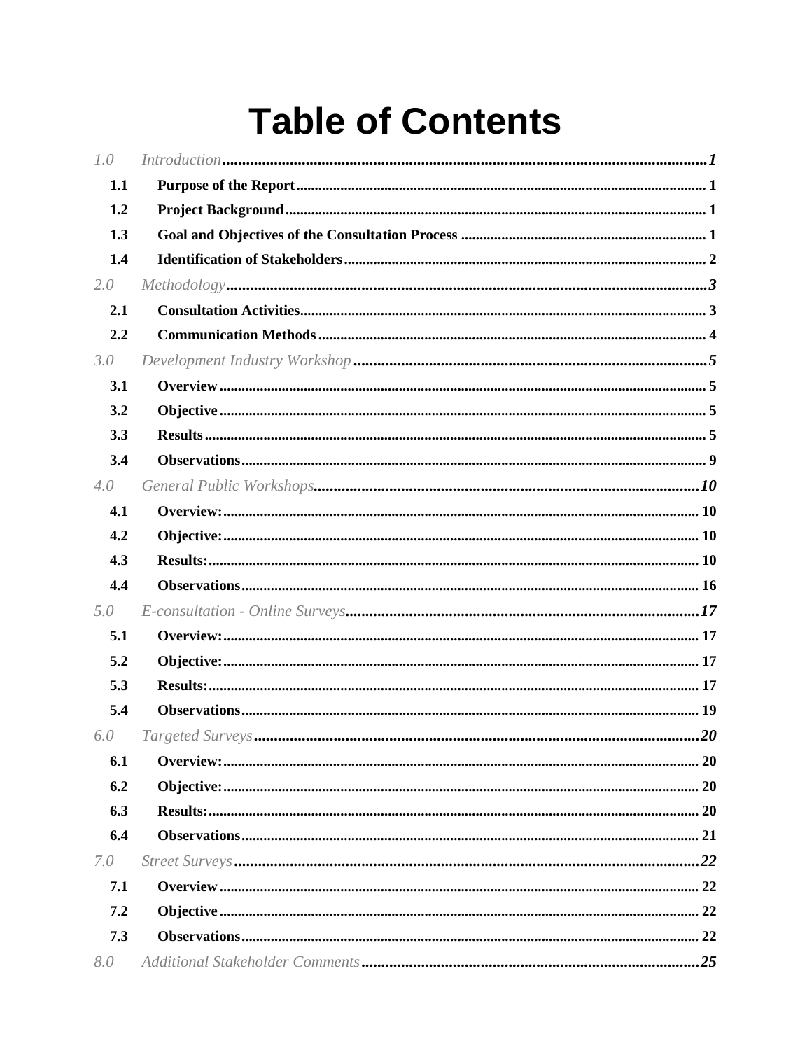# Table of Contents

| | | |
|---|---|---|
| *1.0* | *Introduction* | *1* |
| **1.1** | **Purpose of the Report** | 1 |
| **1.2** | **Project Background** | 1 |
| **1.3** | **Goal and Objectives of the Consultation Process** | 1 |
| **1.4** | **Identification of Stakeholders** | 2 |
| *2.0* | *Methodology* | *3* |
| **2.1** | **Consultation Activities** | 3 |
| **2.2** | **Communication Methods** | 4 |
| *3.0* | *Development Industry Workshop* | *5* |
| **3.1** | **Overview** | 5 |
| **3.2** | **Objective** | 5 |
| **3.3** | **Results** | 5 |
| **3.4** | **Observations** | 9 |
| *4.0* | *General Public Workshops* | *10* |
| **4.1** | **Overview:** | 10 |
| **4.2** | **Objective:** | 10 |
| **4.3** | **Results:** | 10 |
| **4.4** | **Observations** | 16 |
| *5.0* | *E-consultation - Online Surveys* | *17* |
| **5.1** | **Overview:** | 17 |
| **5.2** | **Objective:** | 17 |
| **5.3** | **Results:** | 17 |
| **5.4** | **Observations** | 19 |
| *6.0* | *Targeted Surveys* | *20* |
| **6.1** | **Overview:** | 20 |
| **6.2** | **Objective:** | 20 |
| **6.3** | **Results:** | 20 |
| **6.4** | **Observations** | 21 |
| *7.0* | *Street Surveys* | *22* |
| **7.1** | **Overview** | 22 |
| **7.2** | **Objective** | 22 |
| **7.3** | **Observations** | 22 |
| *8.0* | *Additional Stakeholder Comments* | *25* |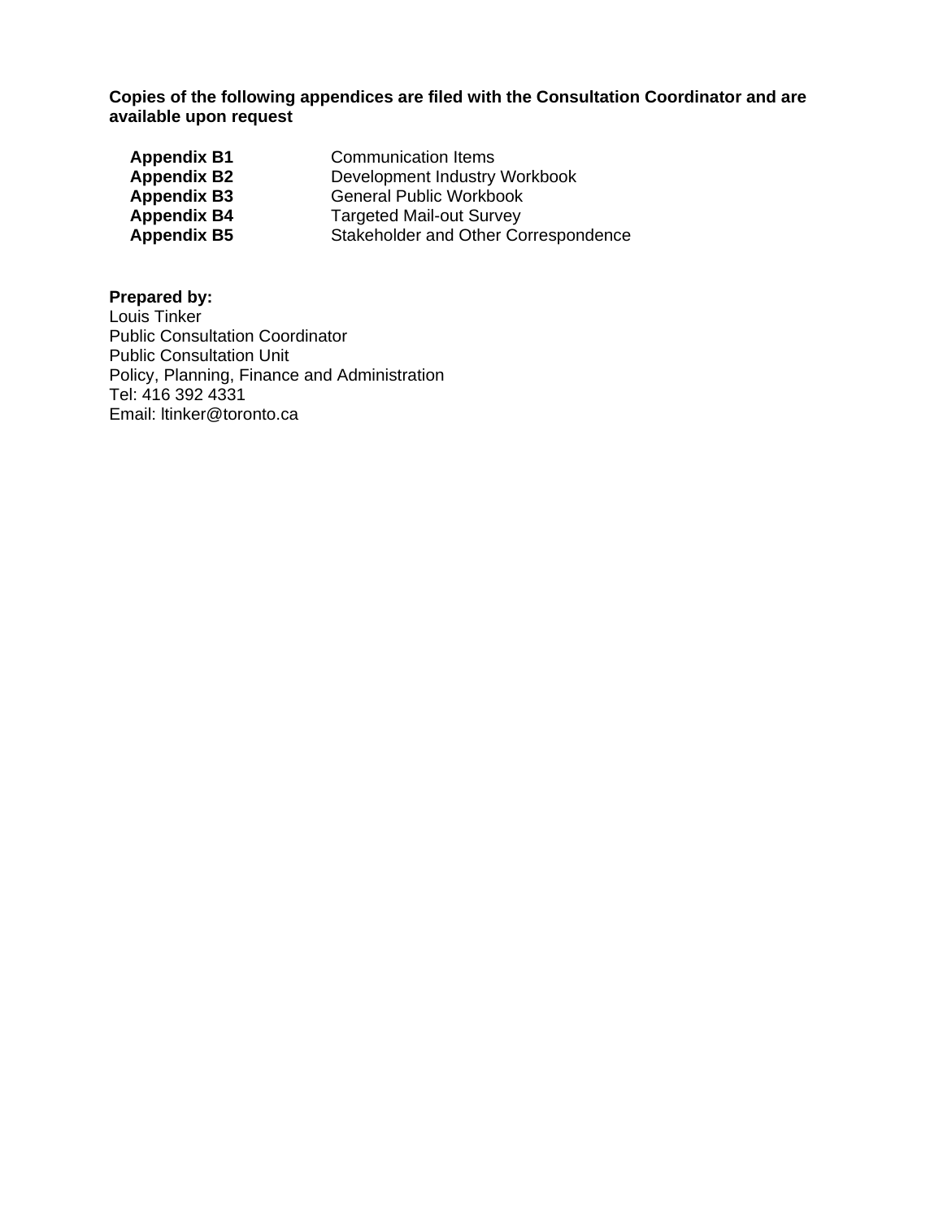**Copies of the following appendices are filed with the Consultation Coordinator and are available upon request**

| | |
|---|---|
| **Appendix B1** | Communication Items |
| **Appendix B2** | Development Industry Workbook |
| **Appendix B3** | General Public Workbook |
| **Appendix B4** | Targeted Mail-out Survey |
| **Appendix B5** | Stakeholder and Other Correspondence |

**Prepared by:**
Louis Tinker
Public Consultation Coordinator
Public Consultation Unit
Policy, Planning, Finance and Administration
Tel: 416 392 4331
Email: ltinker@toronto.ca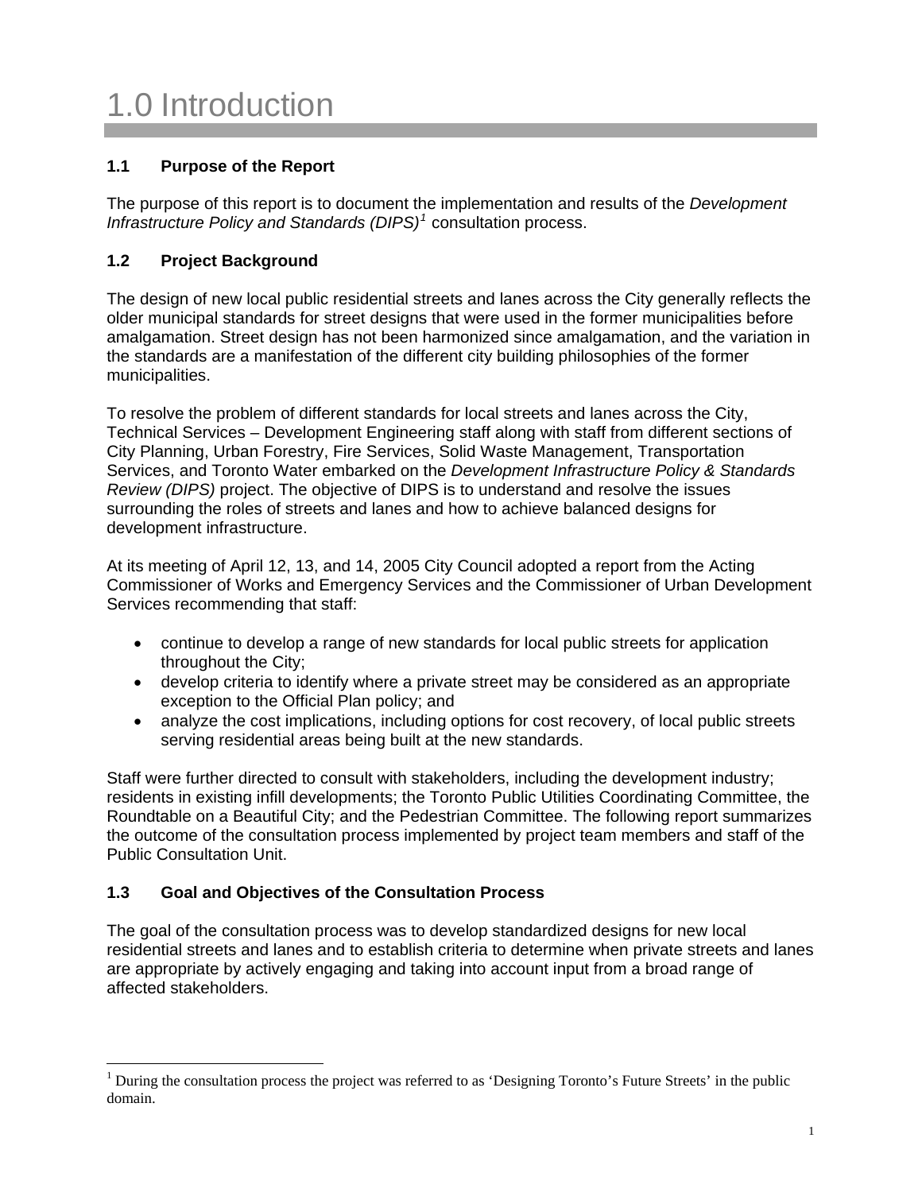# 1.0 Introduction

### 1.1 Purpose of the Report

The purpose of this report is to document the implementation and results of the *Development Infrastructure Policy and Standards (DIPS)*[1] consultation process.

### 1.2 Project Background

The design of new local public residential streets and lanes across the City generally reflects the older municipal standards for street designs that were used in the former municipalities before amalgamation. Street design has not been harmonized since amalgamation, and the variation in the standards are a manifestation of the different city building philosophies of the former municipalities.

To resolve the problem of different standards for local streets and lanes across the City, Technical Services – Development Engineering staff along with staff from different sections of City Planning, Urban Forestry, Fire Services, Solid Waste Management, Transportation Services, and Toronto Water embarked on the *Development Infrastructure Policy & Standards Review (DIPS)* project. The objective of DIPS is to understand and resolve the issues surrounding the roles of streets and lanes and how to achieve balanced designs for development infrastructure.

At its meeting of April 12, 13, and 14, 2005 City Council adopted a report from the Acting Commissioner of Works and Emergency Services and the Commissioner of Urban Development Services recommending that staff:

- continue to develop a range of new standards for local public streets for application throughout the City;
- develop criteria to identify where a private street may be considered as an appropriate exception to the Official Plan policy; and
- analyze the cost implications, including options for cost recovery, of local public streets serving residential areas being built at the new standards.

Staff were further directed to consult with stakeholders, including the development industry; residents in existing infill developments; the Toronto Public Utilities Coordinating Committee, the Roundtable on a Beautiful City; and the Pedestrian Committee. The following report summarizes the outcome of the consultation process implemented by project team members and staff of the Public Consultation Unit.

### 1.3 Goal and Objectives of the Consultation Process

The goal of the consultation process was to develop standardized designs for new local residential streets and lanes and to establish criteria to determine when private streets and lanes are appropriate by actively engaging and taking into account input from a broad range of affected stakeholders.

---

[1] During the consultation process the project was referred to as 'Designing Toronto's Future Streets' in the public domain.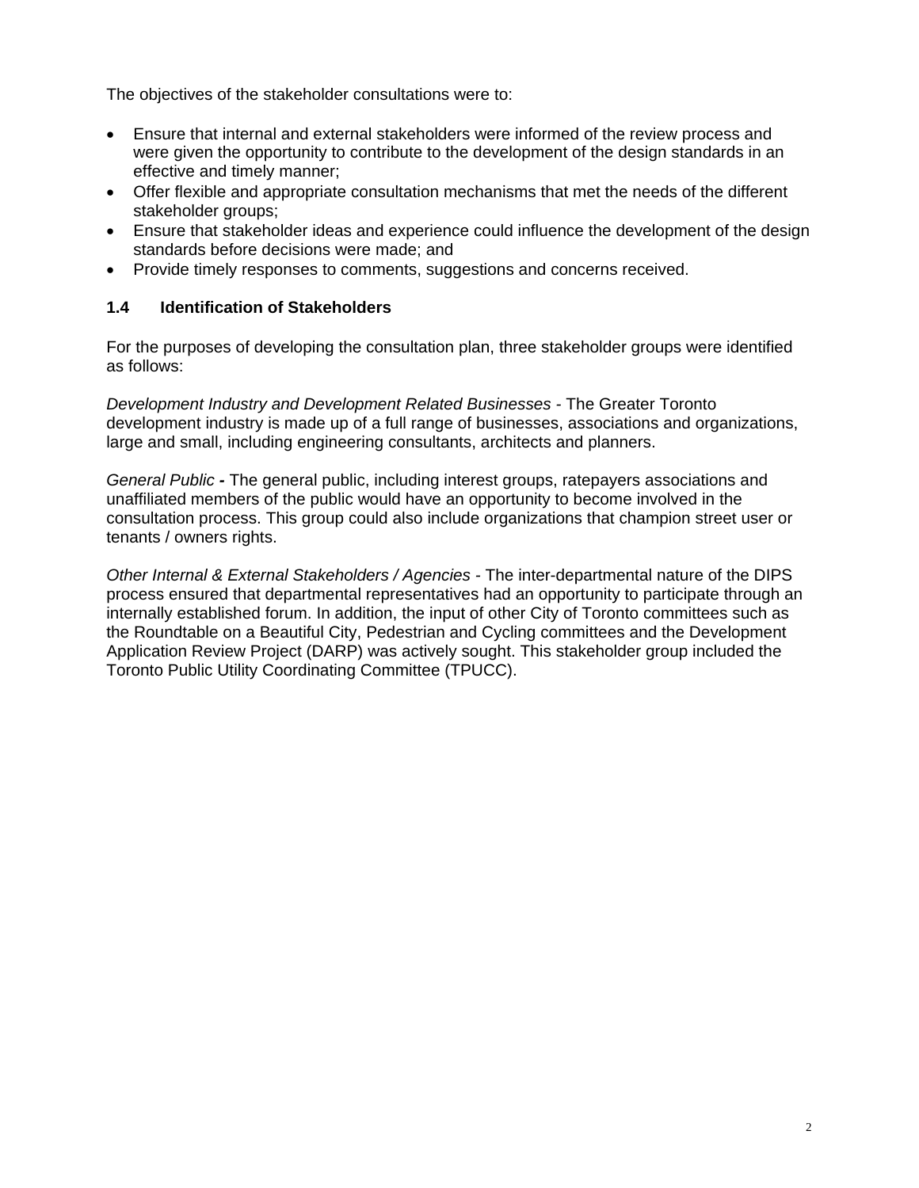The objectives of the stakeholder consultations were to:

- Ensure that internal and external stakeholders were informed of the review process and were given the opportunity to contribute to the development of the design standards in an effective and timely manner;
- Offer flexible and appropriate consultation mechanisms that met the needs of the different stakeholder groups;
- Ensure that stakeholder ideas and experience could influence the development of the design standards before decisions were made; and
- Provide timely responses to comments, suggestions and concerns received.

### 1.4 Identification of Stakeholders

For the purposes of developing the consultation plan, three stakeholder groups were identified as follows:

*Development Industry and Development Related Businesses -* The Greater Toronto development industry is made up of a full range of businesses, associations and organizations, large and small, including engineering consultants, architects and planners.

*General Public* **-** The general public, including interest groups, ratepayers associations and unaffiliated members of the public would have an opportunity to become involved in the consultation process. This group could also include organizations that champion street user or tenants / owners rights.

*Other Internal & External Stakeholders / Agencies -* The inter-departmental nature of the DIPS process ensured that departmental representatives had an opportunity to participate through an internally established forum. In addition, the input of other City of Toronto committees such as the Roundtable on a Beautiful City, Pedestrian and Cycling committees and the Development Application Review Project (DARP) was actively sought. This stakeholder group included the Toronto Public Utility Coordinating Committee (TPUCC).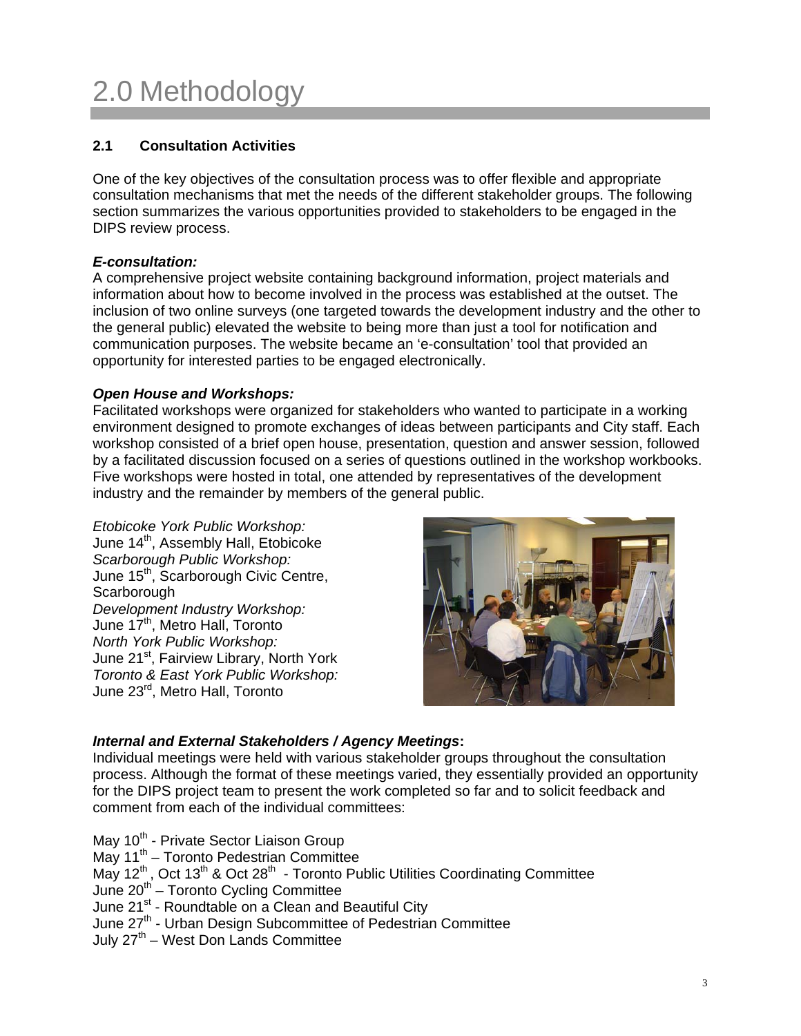# 2.0 Methodology

## 2.1 Consultation Activities

One of the key objectives of the consultation process was to offer flexible and appropriate consultation mechanisms that met the needs of the different stakeholder groups. The following section summarizes the various opportunities provided to stakeholders to be engaged in the DIPS review process.

***E-consultation:***
A comprehensive project website containing background information, project materials and information about how to become involved in the process was established at the outset. The inclusion of two online surveys (one targeted towards the development industry and the other to the general public) elevated the website to being more than just a tool for notification and communication purposes. The website became an 'e-consultation' tool that provided an opportunity for interested parties to be engaged electronically.

***Open House and Workshops:***
Facilitated workshops were organized for stakeholders who wanted to participate in a working environment designed to promote exchanges of ideas between participants and City staff. Each workshop consisted of a brief open house, presentation, question and answer session, followed by a facilitated discussion focused on a series of questions outlined in the workshop workbooks. Five workshops were hosted in total, one attended by representatives of the development industry and the remainder by members of the general public.

*Etobicoke York Public Workshop:*
June 14th, Assembly Hall, Etobicoke
*Scarborough Public Workshop:*
June 15th, Scarborough Civic Centre, Scarborough
*Development Industry Workshop:*
June 17th, Metro Hall, Toronto
*North York Public Workshop:*
June 21st, Fairview Library, North York
*Toronto & East York Public Workshop:*
June 23rd, Metro Hall, Toronto

***Internal and External Stakeholders / Agency Meetings*:**
Individual meetings were held with various stakeholder groups throughout the consultation process. Although the format of these meetings varied, they essentially provided an opportunity for the DIPS project team to present the work completed so far and to solicit feedback and comment from each of the individual committees:

May 10th - Private Sector Liaison Group
May 11th – Toronto Pedestrian Committee
May 12th, Oct 13th & Oct 28th - Toronto Public Utilities Coordinating Committee
June 20th – Toronto Cycling Committee
June 21st - Roundtable on a Clean and Beautiful City
June 27th - Urban Design Subcommittee of Pedestrian Committee
July 27th – West Don Lands Committee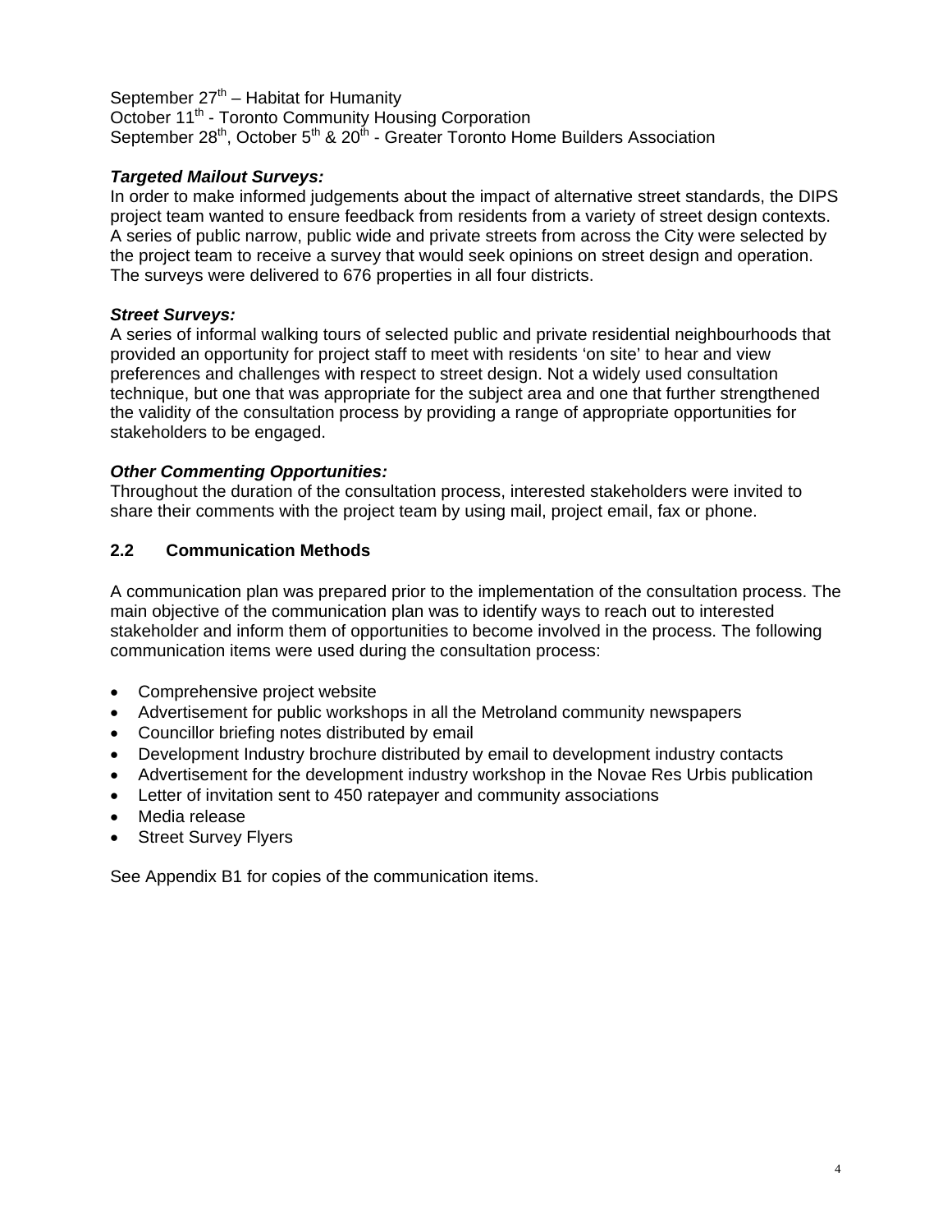September 27th – Habitat for Humanity
October 11th - Toronto Community Housing Corporation
September 28th, October 5th & 20th - Greater Toronto Home Builders Association

***Targeted Mailout Surveys:***
In order to make informed judgements about the impact of alternative street standards, the DIPS project team wanted to ensure feedback from residents from a variety of street design contexts. A series of public narrow, public wide and private streets from across the City were selected by the project team to receive a survey that would seek opinions on street design and operation. The surveys were delivered to 676 properties in all four districts.

***Street Surveys:***
A series of informal walking tours of selected public and private residential neighbourhoods that provided an opportunity for project staff to meet with residents 'on site' to hear and view preferences and challenges with respect to street design. Not a widely used consultation technique, but one that was appropriate for the subject area and one that further strengthened the validity of the consultation process by providing a range of appropriate opportunities for stakeholders to be engaged.

***Other Commenting Opportunities:***
Throughout the duration of the consultation process, interested stakeholders were invited to share their comments with the project team by using mail, project email, fax or phone.

### 2.2 Communication Methods

A communication plan was prepared prior to the implementation of the consultation process. The main objective of the communication plan was to identify ways to reach out to interested stakeholder and inform them of opportunities to become involved in the process. The following communication items were used during the consultation process:

- Comprehensive project website
- Advertisement for public workshops in all the Metroland community newspapers
- Councillor briefing notes distributed by email
- Development Industry brochure distributed by email to development industry contacts
- Advertisement for the development industry workshop in the Novae Res Urbis publication
- Letter of invitation sent to 450 ratepayer and community associations
- Media release
- Street Survey Flyers

See Appendix B1 for copies of the communication items.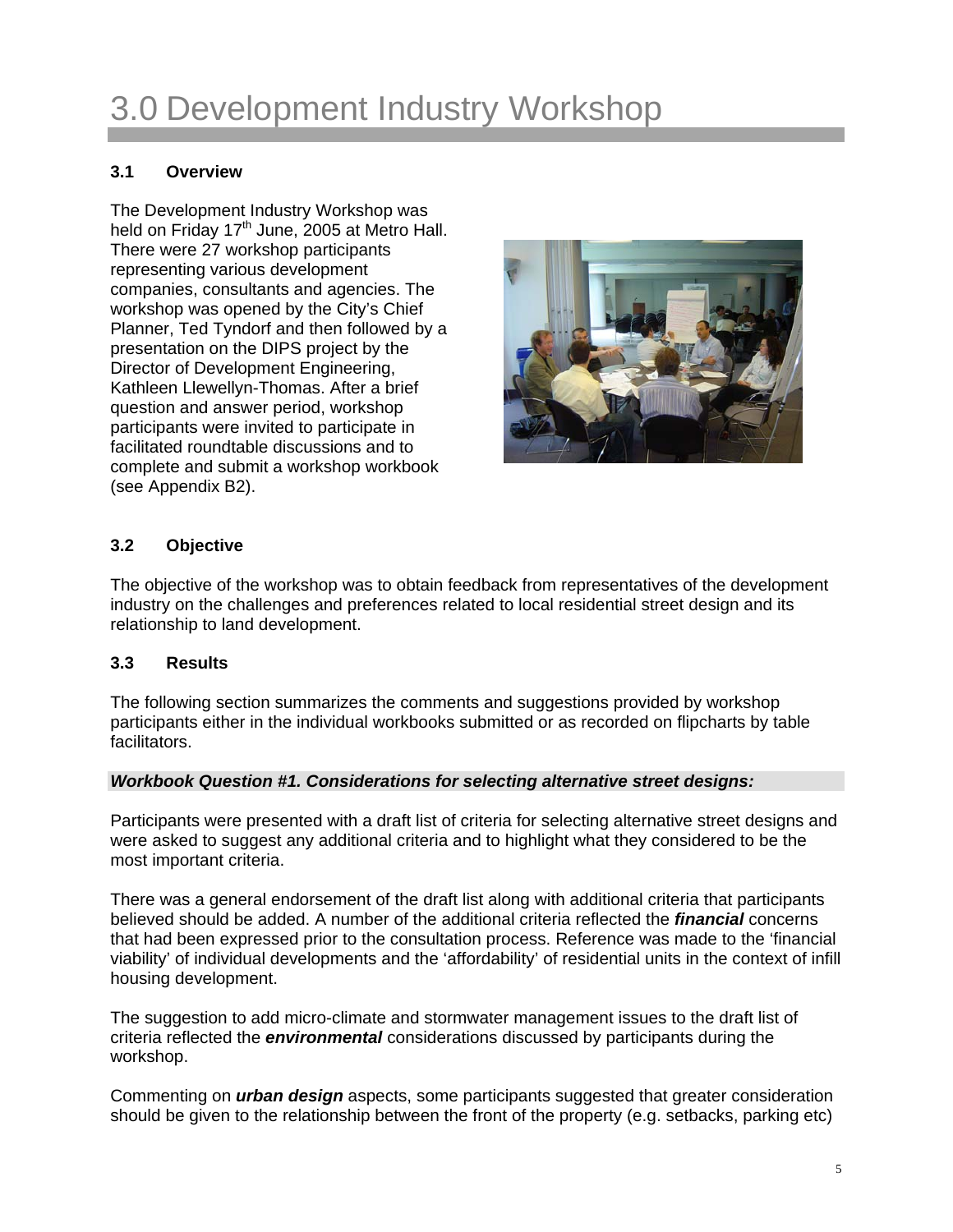# 3.0 Development Industry Workshop

### 3.1 Overview

The Development Industry Workshop was held on Friday 17th June, 2005 at Metro Hall. There were 27 workshop participants representing various development companies, consultants and agencies. The workshop was opened by the City's Chief Planner, Ted Tyndorf and then followed by a presentation on the DIPS project by the Director of Development Engineering, Kathleen Llewellyn-Thomas. After a brief question and answer period, workshop participants were invited to participate in facilitated roundtable discussions and to complete and submit a workshop workbook (see Appendix B2).

### 3.2 Objective

The objective of the workshop was to obtain feedback from representatives of the development industry on the challenges and preferences related to local residential street design and its relationship to land development.

### 3.3 Results

The following section summarizes the comments and suggestions provided by workshop participants either in the individual workbooks submitted or as recorded on flipcharts by table facilitators.

***Workbook Question #1. Considerations for selecting alternative street designs:***

Participants were presented with a draft list of criteria for selecting alternative street designs and were asked to suggest any additional criteria and to highlight what they considered to be the most important criteria.

There was a general endorsement of the draft list along with additional criteria that participants believed should be added. A number of the additional criteria reflected the ***financial*** concerns that had been expressed prior to the consultation process. Reference was made to the 'financial viability' of individual developments and the 'affordability' of residential units in the context of infill housing development.

The suggestion to add micro-climate and stormwater management issues to the draft list of criteria reflected the ***environmental*** considerations discussed by participants during the workshop.

Commenting on ***urban design*** aspects, some participants suggested that greater consideration should be given to the relationship between the front of the property (e.g. setbacks, parking etc)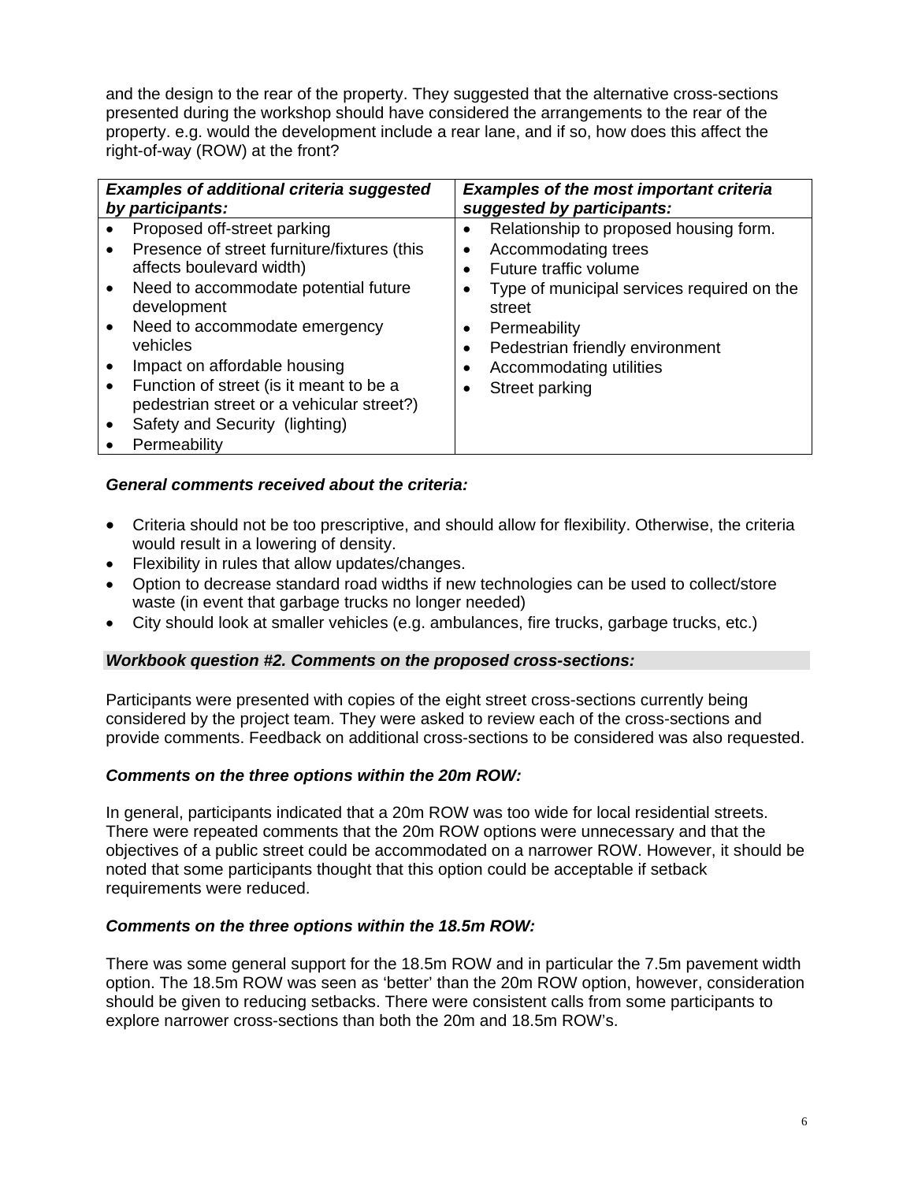and the design to the rear of the property. They suggested that the alternative cross-sections presented during the workshop should have considered the arrangements to the rear of the property. e.g. would the development include a rear lane, and if so, how does this affect the right-of-way (ROW) at the front?

| ***Examples of additional criteria suggested by participants:*** | ***Examples of the most important criteria suggested by participants:*** |
|---|---|
| • Proposed off-street parking<br>• Presence of street furniture/fixtures (this affects boulevard width)<br>• Need to accommodate potential future development<br>• Need to accommodate emergency vehicles<br>• Impact on affordable housing<br>• Function of street (is it meant to be a pedestrian street or a vehicular street?)<br>• Safety and Security (lighting)<br>• Permeability | • Relationship to proposed housing form.<br>• Accommodating trees<br>• Future traffic volume<br>• Type of municipal services required on the street<br>• Permeability<br>• Pedestrian friendly environment<br>• Accommodating utilities<br>• Street parking |

***General comments received about the criteria:***

- Criteria should not be too prescriptive, and should allow for flexibility. Otherwise, the criteria would result in a lowering of density.
- Flexibility in rules that allow updates/changes.
- Option to decrease standard road widths if new technologies can be used to collect/store waste (in event that garbage trucks no longer needed)
- City should look at smaller vehicles (e.g. ambulances, fire trucks, garbage trucks, etc.)

***Workbook question #2. Comments on the proposed cross-sections:***

Participants were presented with copies of the eight street cross-sections currently being considered by the project team. They were asked to review each of the cross-sections and provide comments. Feedback on additional cross-sections to be considered was also requested.

***Comments on the three options within the 20m ROW:***

In general, participants indicated that a 20m ROW was too wide for local residential streets. There were repeated comments that the 20m ROW options were unnecessary and that the objectives of a public street could be accommodated on a narrower ROW. However, it should be noted that some participants thought that this option could be acceptable if setback requirements were reduced.

***Comments on the three options within the 18.5m ROW:***

There was some general support for the 18.5m ROW and in particular the 7.5m pavement width option. The 18.5m ROW was seen as 'better' than the 20m ROW option, however, consideration should be given to reducing setbacks. There were consistent calls from some participants to explore narrower cross-sections than both the 20m and 18.5m ROW's.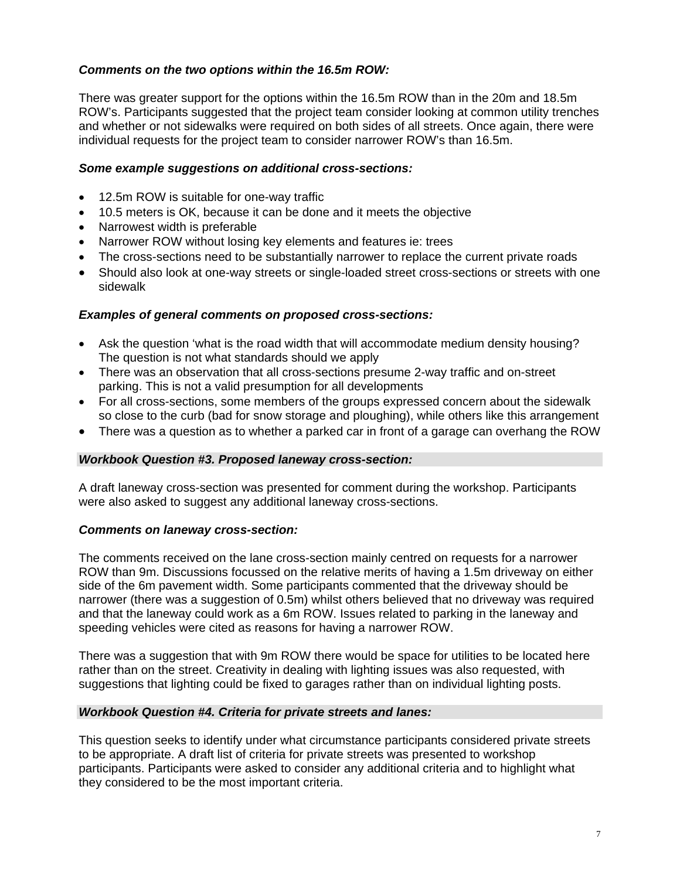***Comments on the two options within the 16.5m ROW:***

There was greater support for the options within the 16.5m ROW than in the 20m and 18.5m ROW's. Participants suggested that the project team consider looking at common utility trenches and whether or not sidewalks were required on both sides of all streets. Once again, there were individual requests for the project team to consider narrower ROW's than 16.5m.

***Some example suggestions on additional cross-sections:***

- 12.5m ROW is suitable for one-way traffic
- 10.5 meters is OK, because it can be done and it meets the objective
- Narrowest width is preferable
- Narrower ROW without losing key elements and features ie: trees
- The cross-sections need to be substantially narrower to replace the current private roads
- Should also look at one-way streets or single-loaded street cross-sections or streets with one sidewalk

***Examples of general comments on proposed cross-sections:***

- Ask the question 'what is the road width that will accommodate medium density housing? The question is not what standards should we apply
- There was an observation that all cross-sections presume 2-way traffic and on-street parking. This is not a valid presumption for all developments
- For all cross-sections, some members of the groups expressed concern about the sidewalk so close to the curb (bad for snow storage and ploughing), while others like this arrangement
- There was a question as to whether a parked car in front of a garage can overhang the ROW

### ***Workbook Question #3. Proposed laneway cross-section:***

A draft laneway cross-section was presented for comment during the workshop. Participants were also asked to suggest any additional laneway cross-sections.

***Comments on laneway cross-section:***

The comments received on the lane cross-section mainly centred on requests for a narrower ROW than 9m. Discussions focussed on the relative merits of having a 1.5m driveway on either side of the 6m pavement width. Some participants commented that the driveway should be narrower (there was a suggestion of 0.5m) whilst others believed that no driveway was required and that the laneway could work as a 6m ROW. Issues related to parking in the laneway and speeding vehicles were cited as reasons for having a narrower ROW.

There was a suggestion that with 9m ROW there would be space for utilities to be located here rather than on the street. Creativity in dealing with lighting issues was also requested, with suggestions that lighting could be fixed to garages rather than on individual lighting posts.

### ***Workbook Question #4. Criteria for private streets and lanes:***

This question seeks to identify under what circumstance participants considered private streets to be appropriate. A draft list of criteria for private streets was presented to workshop participants. Participants were asked to consider any additional criteria and to highlight what they considered to be the most important criteria.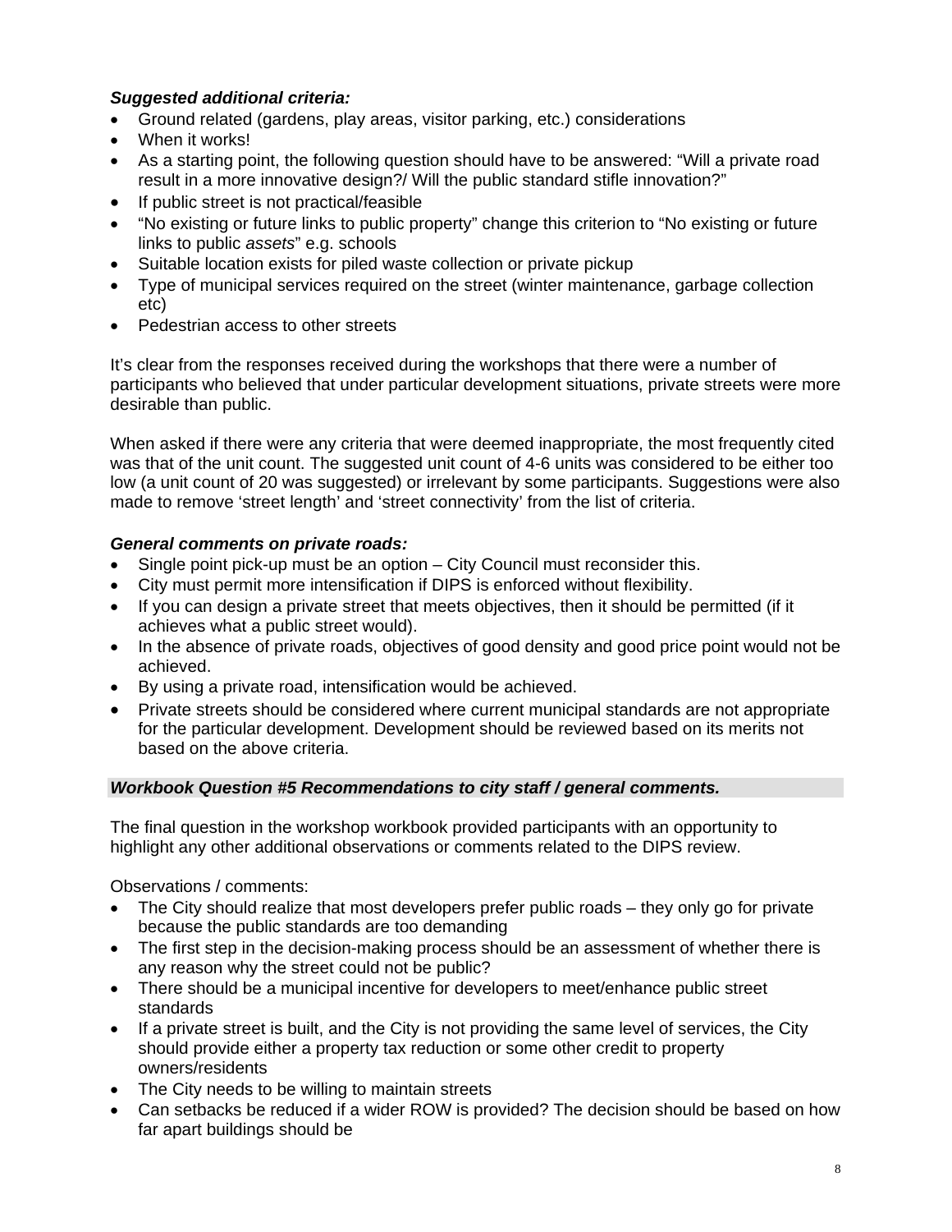***Suggested additional criteria:***

- Ground related (gardens, play areas, visitor parking, etc.) considerations
- When it works!
- As a starting point, the following question should have to be answered: "Will a private road result in a more innovative design?/ Will the public standard stifle innovation?"
- If public street is not practical/feasible
- "No existing or future links to public property" change this criterion to "No existing or future links to public *assets*" e.g. schools
- Suitable location exists for piled waste collection or private pickup
- Type of municipal services required on the street (winter maintenance, garbage collection etc)
- Pedestrian access to other streets

It's clear from the responses received during the workshops that there were a number of participants who believed that under particular development situations, private streets were more desirable than public.

When asked if there were any criteria that were deemed inappropriate, the most frequently cited was that of the unit count. The suggested unit count of 4-6 units was considered to be either too low (a unit count of 20 was suggested) or irrelevant by some participants. Suggestions were also made to remove 'street length' and 'street connectivity' from the list of criteria.

***General comments on private roads:***

- Single point pick-up must be an option – City Council must reconsider this.
- City must permit more intensification if DIPS is enforced without flexibility.
- If you can design a private street that meets objectives, then it should be permitted (if it achieves what a public street would).
- In the absence of private roads, objectives of good density and good price point would not be achieved.
- By using a private road, intensification would be achieved.
- Private streets should be considered where current municipal standards are not appropriate for the particular development. Development should be reviewed based on its merits not based on the above criteria.

### ***Workbook Question #5 Recommendations to city staff / general comments.***

The final question in the workshop workbook provided participants with an opportunity to highlight any other additional observations or comments related to the DIPS review.

Observations / comments:

- The City should realize that most developers prefer public roads – they only go for private because the public standards are too demanding
- The first step in the decision-making process should be an assessment of whether there is any reason why the street could not be public?
- There should be a municipal incentive for developers to meet/enhance public street standards
- If a private street is built, and the City is not providing the same level of services, the City should provide either a property tax reduction or some other credit to property owners/residents
- The City needs to be willing to maintain streets
- Can setbacks be reduced if a wider ROW is provided? The decision should be based on how far apart buildings should be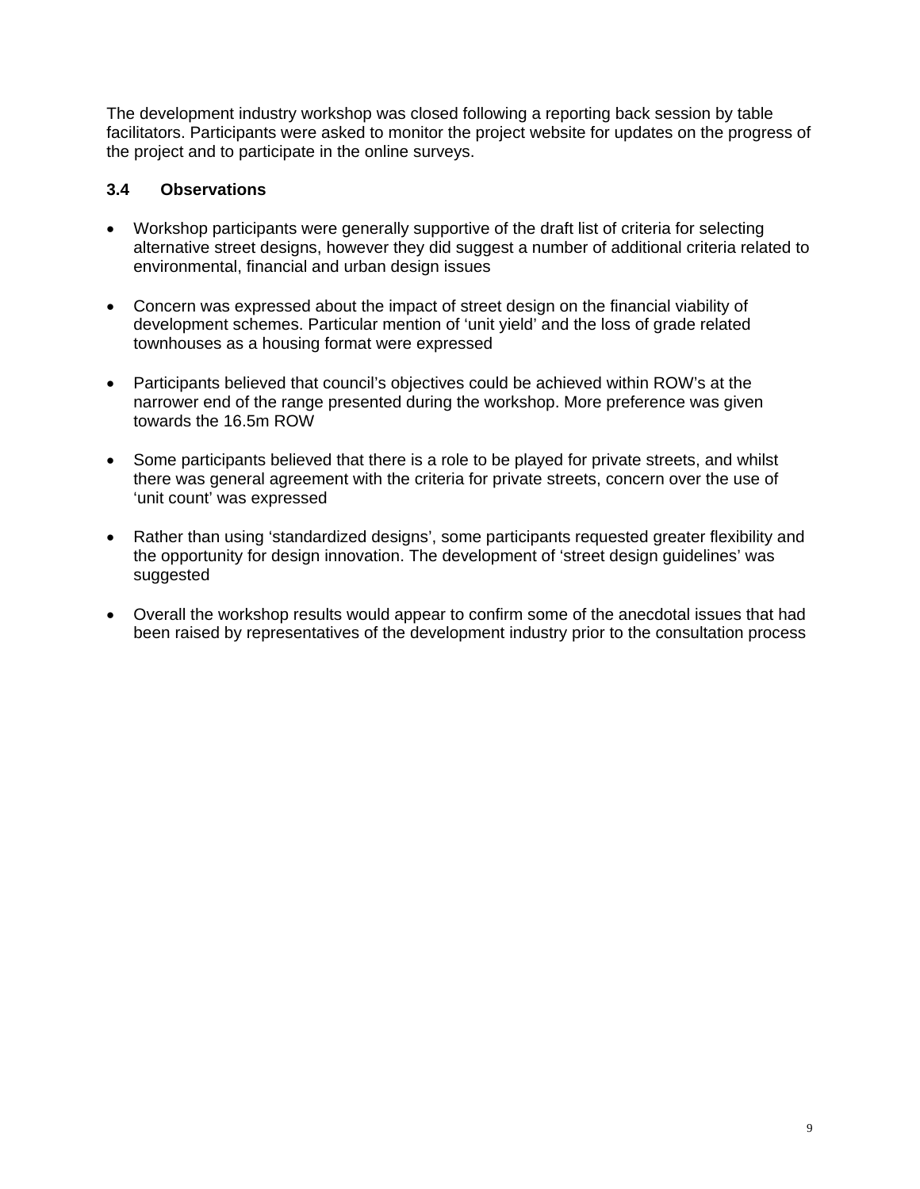The development industry workshop was closed following a reporting back session by table facilitators. Participants were asked to monitor the project website for updates on the progress of the project and to participate in the online surveys.

### 3.4 Observations

- Workshop participants were generally supportive of the draft list of criteria for selecting alternative street designs, however they did suggest a number of additional criteria related to environmental, financial and urban design issues

- Concern was expressed about the impact of street design on the financial viability of development schemes. Particular mention of 'unit yield' and the loss of grade related townhouses as a housing format were expressed

- Participants believed that council's objectives could be achieved within ROW's at the narrower end of the range presented during the workshop. More preference was given towards the 16.5m ROW

- Some participants believed that there is a role to be played for private streets, and whilst there was general agreement with the criteria for private streets, concern over the use of 'unit count' was expressed

- Rather than using 'standardized designs', some participants requested greater flexibility and the opportunity for design innovation. The development of 'street design guidelines' was suggested

- Overall the workshop results would appear to confirm some of the anecdotal issues that had been raised by representatives of the development industry prior to the consultation process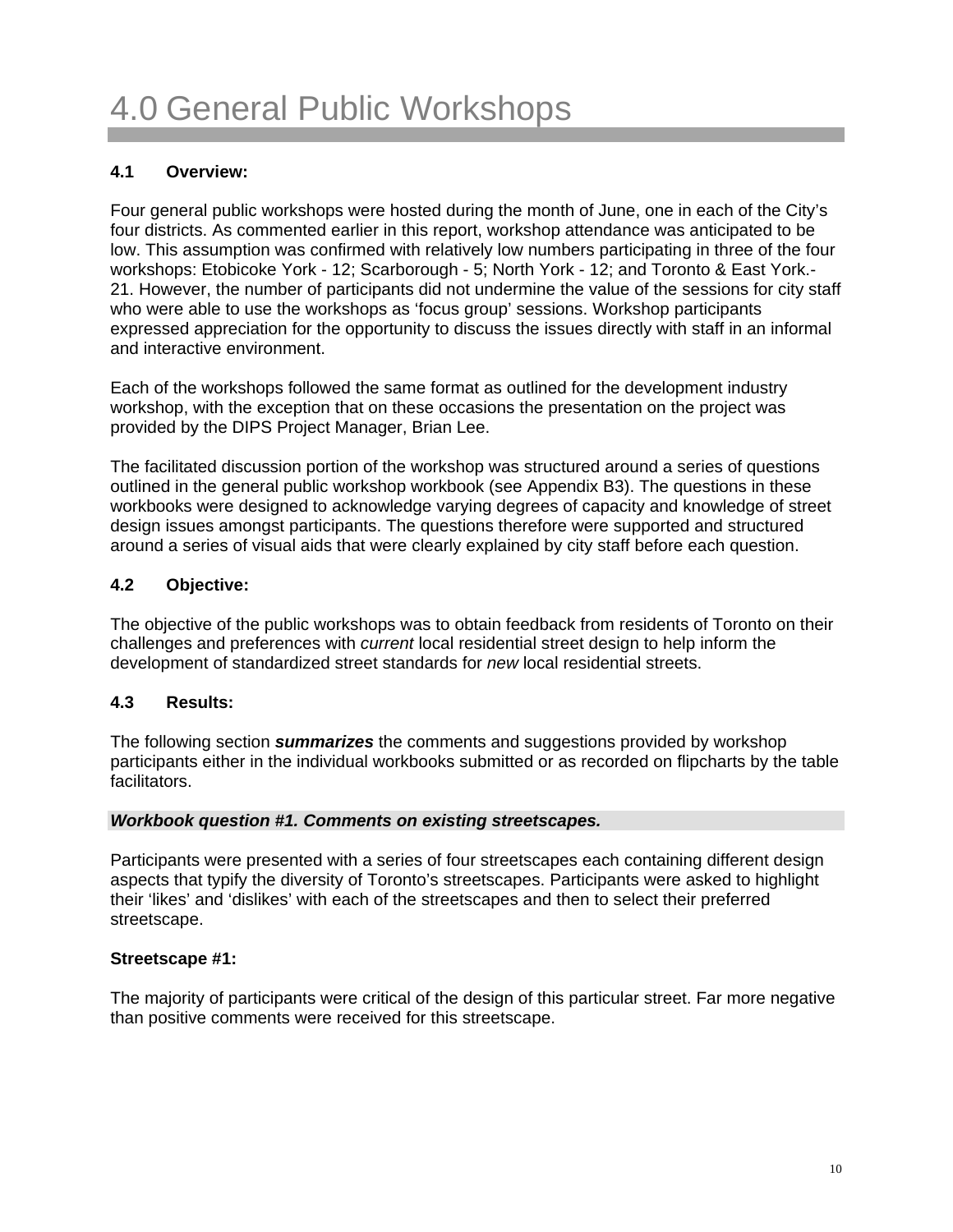# 4.0 General Public Workshops

### 4.1 Overview:

Four general public workshops were hosted during the month of June, one in each of the City's four districts. As commented earlier in this report, workshop attendance was anticipated to be low. This assumption was confirmed with relatively low numbers participating in three of the four workshops: Etobicoke York - 12; Scarborough - 5; North York - 12; and Toronto & East York.- 21. However, the number of participants did not undermine the value of the sessions for city staff who were able to use the workshops as 'focus group' sessions. Workshop participants expressed appreciation for the opportunity to discuss the issues directly with staff in an informal and interactive environment.

Each of the workshops followed the same format as outlined for the development industry workshop, with the exception that on these occasions the presentation on the project was provided by the DIPS Project Manager, Brian Lee.

The facilitated discussion portion of the workshop was structured around a series of questions outlined in the general public workshop workbook (see Appendix B3). The questions in these workbooks were designed to acknowledge varying degrees of capacity and knowledge of street design issues amongst participants. The questions therefore were supported and structured around a series of visual aids that were clearly explained by city staff before each question.

### 4.2 Objective:

The objective of the public workshops was to obtain feedback from residents of Toronto on their challenges and preferences with *current* local residential street design to help inform the development of standardized street standards for *new* local residential streets.

### 4.3 Results:

The following section ***summarizes*** the comments and suggestions provided by workshop participants either in the individual workbooks submitted or as recorded on flipcharts by the table facilitators.

***Workbook question #1. Comments on existing streetscapes.***

Participants were presented with a series of four streetscapes each containing different design aspects that typify the diversity of Toronto's streetscapes. Participants were asked to highlight their 'likes' and 'dislikes' with each of the streetscapes and then to select their preferred streetscape.

**Streetscape #1:**

The majority of participants were critical of the design of this particular street. Far more negative than positive comments were received for this streetscape.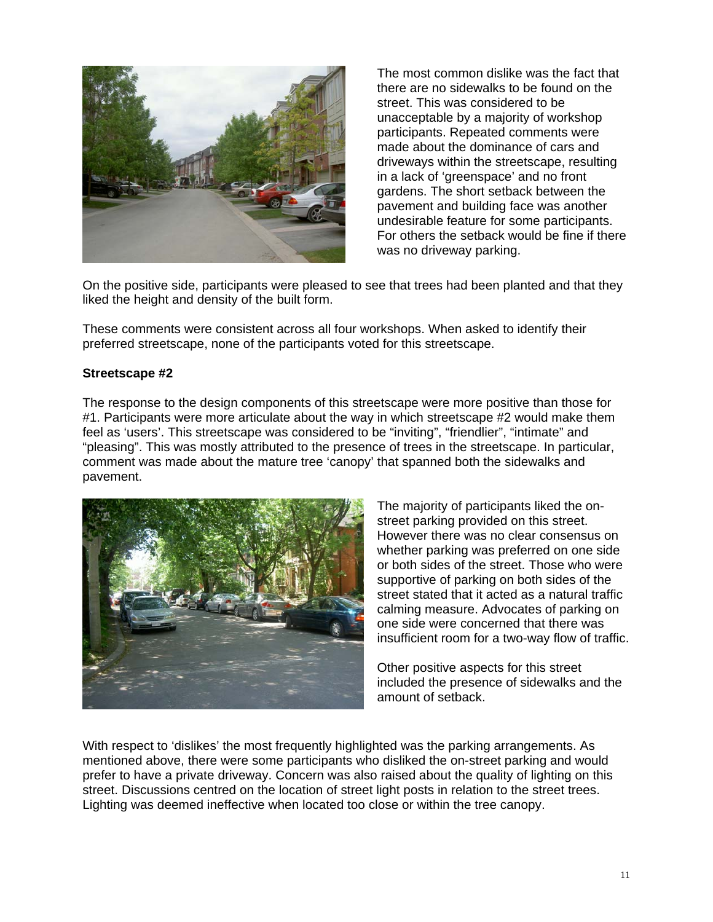The most common dislike was the fact that there are no sidewalks to be found on the street. This was considered to be unacceptable by a majority of workshop participants. Repeated comments were made about the dominance of cars and driveways within the streetscape, resulting in a lack of 'greenspace' and no front gardens. The short setback between the pavement and building face was another undesirable feature for some participants. For others the setback would be fine if there was no driveway parking.

On the positive side, participants were pleased to see that trees had been planted and that they liked the height and density of the built form.

These comments were consistent across all four workshops. When asked to identify their preferred streetscape, none of the participants voted for this streetscape.

**Streetscape #2**

The response to the design components of this streetscape were more positive than those for #1. Participants were more articulate about the way in which streetscape #2 would make them feel as 'users'. This streetscape was considered to be "inviting", "friendlier", "intimate" and "pleasing". This was mostly attributed to the presence of trees in the streetscape. In particular, comment was made about the mature tree 'canopy' that spanned both the sidewalks and pavement.

The majority of participants liked the on-street parking provided on this street. However there was no clear consensus on whether parking was preferred on one side or both sides of the street. Those who were supportive of parking on both sides of the street stated that it acted as a natural traffic calming measure. Advocates of parking on one side were concerned that there was insufficient room for a two-way flow of traffic.

Other positive aspects for this street included the presence of sidewalks and the amount of setback.

With respect to 'dislikes' the most frequently highlighted was the parking arrangements. As mentioned above, there were some participants who disliked the on-street parking and would prefer to have a private driveway. Concern was also raised about the quality of lighting on this street. Discussions centred on the location of street light posts in relation to the street trees. Lighting was deemed ineffective when located too close or within the tree canopy.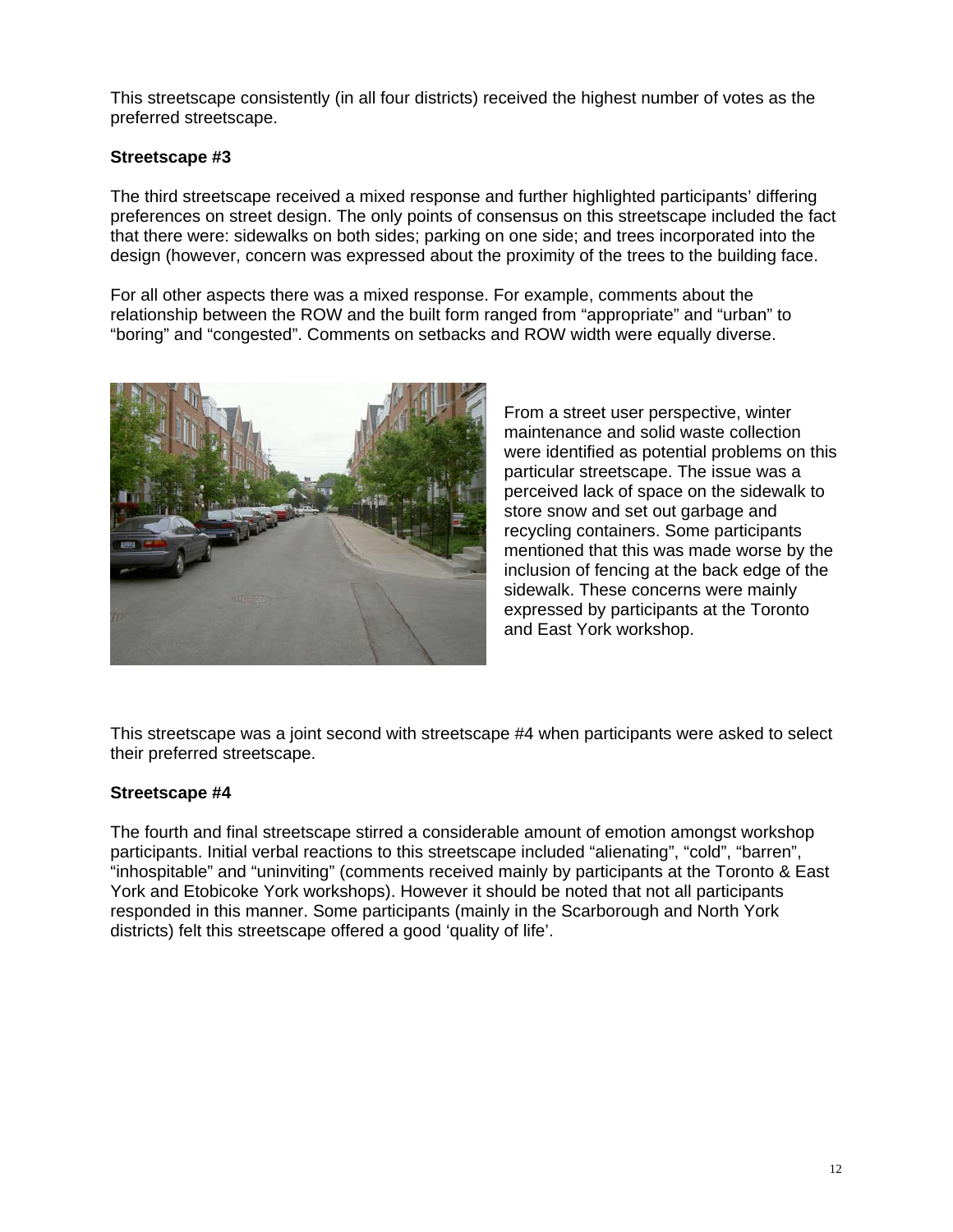This streetscape consistently (in all four districts) received the highest number of votes as the preferred streetscape.

**Streetscape #3**

The third streetscape received a mixed response and further highlighted participants' differing preferences on street design. The only points of consensus on this streetscape included the fact that there were: sidewalks on both sides; parking on one side; and trees incorporated into the design (however, concern was expressed about the proximity of the trees to the building face.

For all other aspects there was a mixed response. For example, comments about the relationship between the ROW and the built form ranged from "appropriate" and "urban" to "boring" and "congested". Comments on setbacks and ROW width were equally diverse.

From a street user perspective, winter maintenance and solid waste collection were identified as potential problems on this particular streetscape. The issue was a perceived lack of space on the sidewalk to store snow and set out garbage and recycling containers. Some participants mentioned that this was made worse by the inclusion of fencing at the back edge of the sidewalk. These concerns were mainly expressed by participants at the Toronto and East York workshop.

This streetscape was a joint second with streetscape #4 when participants were asked to select their preferred streetscape.

**Streetscape #4**

The fourth and final streetscape stirred a considerable amount of emotion amongst workshop participants. Initial verbal reactions to this streetscape included "alienating", "cold", "barren", "inhospitable" and "uninviting" (comments received mainly by participants at the Toronto & East York and Etobicoke York workshops). However it should be noted that not all participants responded in this manner. Some participants (mainly in the Scarborough and North York districts) felt this streetscape offered a good 'quality of life'.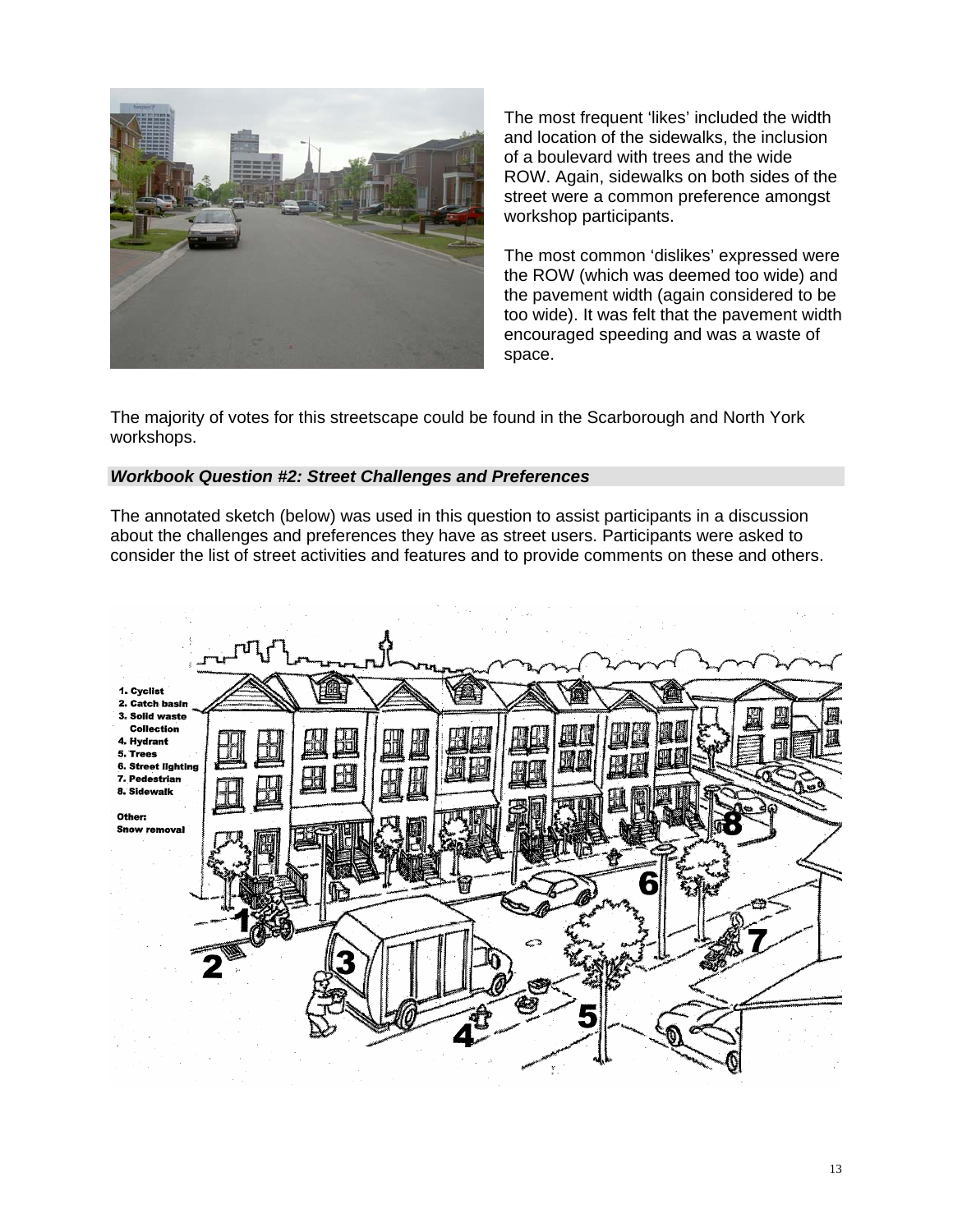The most frequent ‘likes’ included the width and location of the sidewalks, the inclusion of a boulevard with trees and the wide ROW. Again, sidewalks on both sides of the street were a common preference amongst workshop participants.

The most common ‘dislikes’ expressed were the ROW (which was deemed too wide) and the pavement width (again considered to be too wide). It was felt that the pavement width encouraged speeding and was a waste of space.

The majority of votes for this streetscape could be found in the Scarborough and North York workshops.

### *Workbook Question #2: Street Challenges and Preferences*

The annotated sketch (below) was used in this question to assist participants in a discussion about the challenges and preferences they have as street users. Participants were asked to consider the list of street activities and features and to provide comments on these and others.

1. Cyclist
2. Catch basin
3. Solid waste Collection
4. Hydrant
5. Trees
6. Street lighting
7. Pedestrian
8. Sidewalk

Other:
Snow removal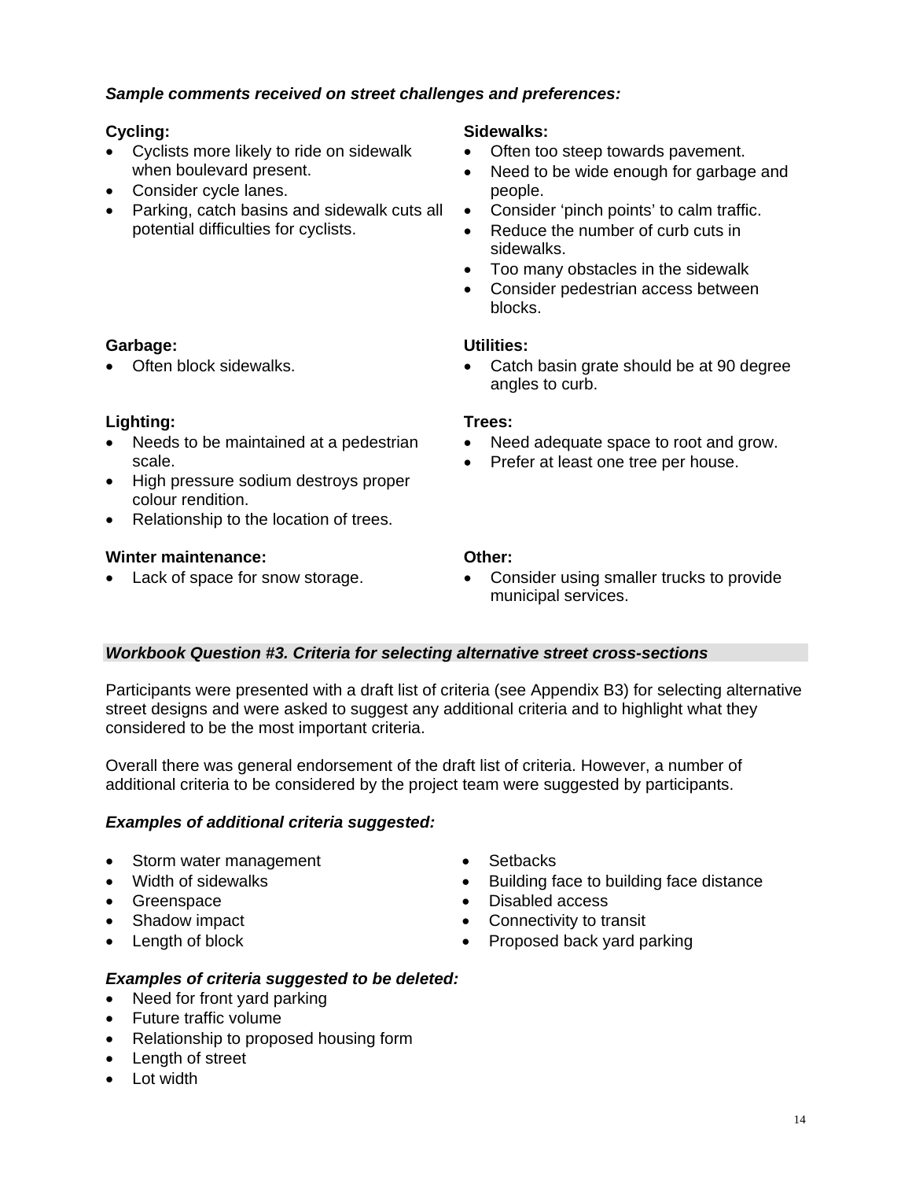***Sample comments received on street challenges and preferences:***

**Cycling:**

- Cyclists more likely to ride on sidewalk when boulevard present.
- Consider cycle lanes.
- Parking, catch basins and sidewalk cuts all potential difficulties for cyclists.

**Sidewalks:**

- Often too steep towards pavement.
- Need to be wide enough for garbage and people.
- Consider 'pinch points' to calm traffic.
- Reduce the number of curb cuts in sidewalks.
- Too many obstacles in the sidewalk
- Consider pedestrian access between blocks.

**Garbage:**

- Often block sidewalks.

**Utilities:**

- Catch basin grate should be at 90 degree angles to curb.

**Lighting:**

- Needs to be maintained at a pedestrian scale.
- High pressure sodium destroys proper colour rendition.
- Relationship to the location of trees.

**Trees:**

- Need adequate space to root and grow.
- Prefer at least one tree per house.

**Winter maintenance:**

- Lack of space for snow storage.

**Other:**

- Consider using smaller trucks to provide municipal services.

***Workbook Question #3. Criteria for selecting alternative street cross-sections***

Participants were presented with a draft list of criteria (see Appendix B3) for selecting alternative street designs and were asked to suggest any additional criteria and to highlight what they considered to be the most important criteria.

Overall there was general endorsement of the draft list of criteria. However, a number of additional criteria to be considered by the project team were suggested by participants.

***Examples of additional criteria suggested:***

- Storm water management
- Width of sidewalks
- Greenspace
- Shadow impact
- Length of block
- Setbacks
- Building face to building face distance
- Disabled access
- Connectivity to transit
- Proposed back yard parking

***Examples of criteria suggested to be deleted:***

- Need for front yard parking
- Future traffic volume
- Relationship to proposed housing form
- Length of street
- Lot width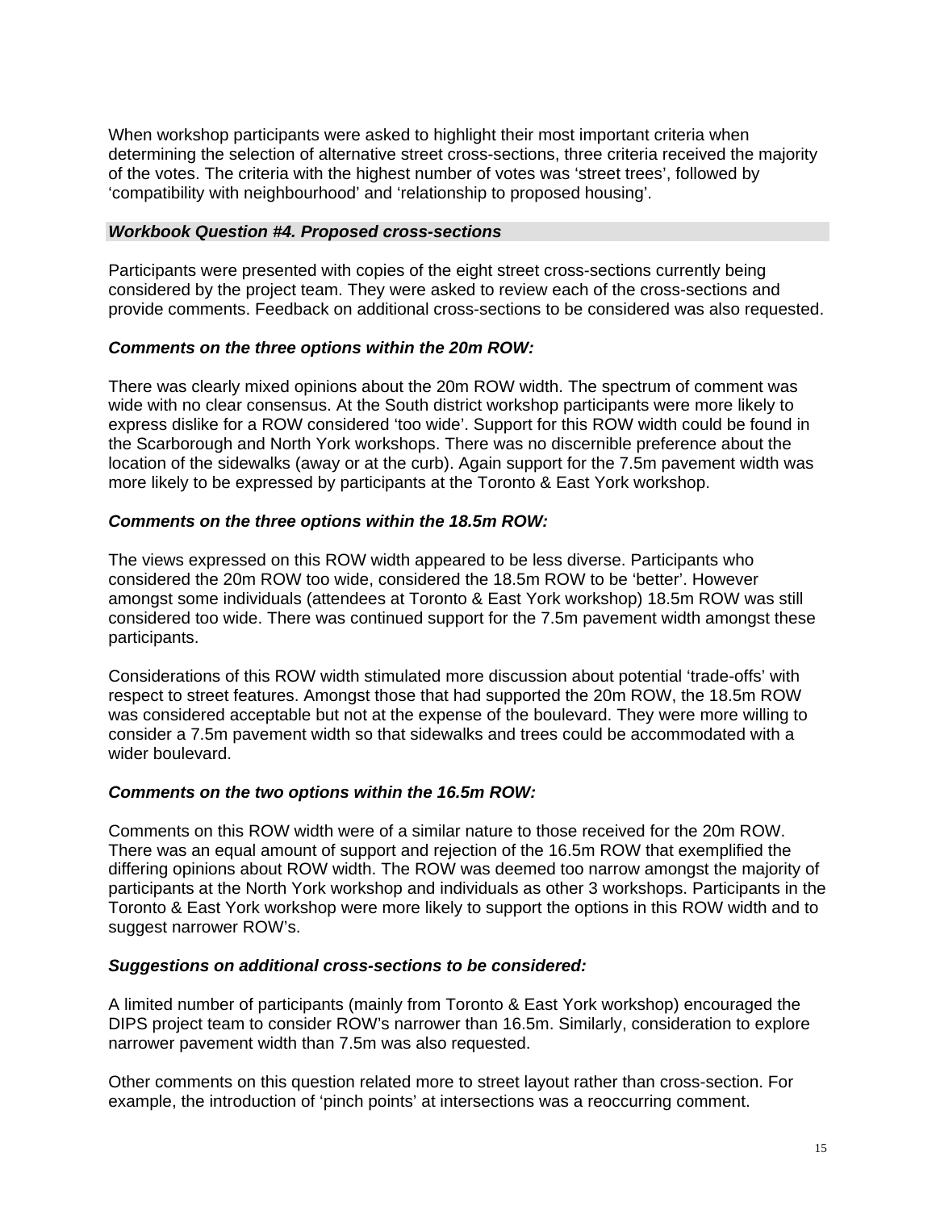When workshop participants were asked to highlight their most important criteria when determining the selection of alternative street cross-sections, three criteria received the majority of the votes. The criteria with the highest number of votes was ‘street trees’, followed by ‘compatibility with neighbourhood’ and ‘relationship to proposed housing’.

### *Workbook Question #4. Proposed cross-sections*

Participants were presented with copies of the eight street cross-sections currently being considered by the project team. They were asked to review each of the cross-sections and provide comments. Feedback on additional cross-sections to be considered was also requested.

#### *Comments on the three options within the 20m ROW:*

There was clearly mixed opinions about the 20m ROW width. The spectrum of comment was wide with no clear consensus. At the South district workshop participants were more likely to express dislike for a ROW considered ‘too wide’. Support for this ROW width could be found in the Scarborough and North York workshops. There was no discernible preference about the location of the sidewalks (away or at the curb). Again support for the 7.5m pavement width was more likely to be expressed by participants at the Toronto & East York workshop.

#### *Comments on the three options within the 18.5m ROW:*

The views expressed on this ROW width appeared to be less diverse. Participants who considered the 20m ROW too wide, considered the 18.5m ROW to be ‘better’. However amongst some individuals (attendees at Toronto & East York workshop) 18.5m ROW was still considered too wide. There was continued support for the 7.5m pavement width amongst these participants.

Considerations of this ROW width stimulated more discussion about potential ‘trade-offs’ with respect to street features. Amongst those that had supported the 20m ROW, the 18.5m ROW was considered acceptable but not at the expense of the boulevard. They were more willing to consider a 7.5m pavement width so that sidewalks and trees could be accommodated with a wider boulevard.

#### *Comments on the two options within the 16.5m ROW:*

Comments on this ROW width were of a similar nature to those received for the 20m ROW. There was an equal amount of support and rejection of the 16.5m ROW that exemplified the differing opinions about ROW width. The ROW was deemed too narrow amongst the majority of participants at the North York workshop and individuals as other 3 workshops. Participants in the Toronto & East York workshop were more likely to support the options in this ROW width and to suggest narrower ROW’s.

#### *Suggestions on additional cross-sections to be considered:*

A limited number of participants (mainly from Toronto & East York workshop) encouraged the DIPS project team to consider ROW’s narrower than 16.5m. Similarly, consideration to explore narrower pavement width than 7.5m was also requested.

Other comments on this question related more to street layout rather than cross-section. For example, the introduction of ‘pinch points’ at intersections was a reoccurring comment.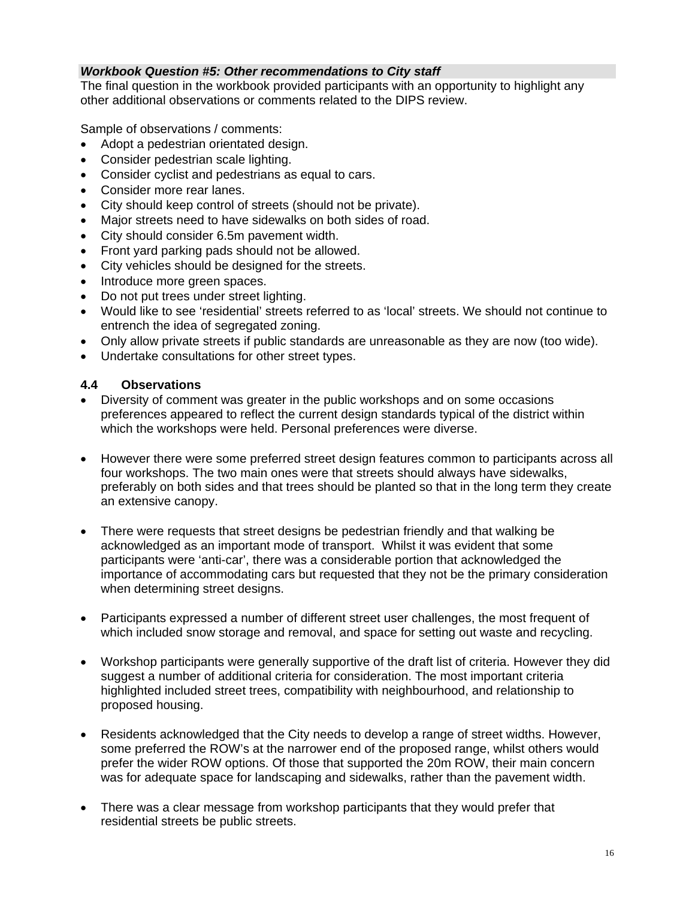***Workbook Question #5: Other recommendations to City staff***

The final question in the workbook provided participants with an opportunity to highlight any other additional observations or comments related to the DIPS review.

Sample of observations / comments:

- Adopt a pedestrian orientated design.
- Consider pedestrian scale lighting.
- Consider cyclist and pedestrians as equal to cars.
- Consider more rear lanes.
- City should keep control of streets (should not be private).
- Major streets need to have sidewalks on both sides of road.
- City should consider 6.5m pavement width.
- Front yard parking pads should not be allowed.
- City vehicles should be designed for the streets.
- Introduce more green spaces.
- Do not put trees under street lighting.
- Would like to see 'residential' streets referred to as 'local' streets. We should not continue to entrench the idea of segregated zoning.
- Only allow private streets if public standards are unreasonable as they are now (too wide).
- Undertake consultations for other street types.

### 4.4 Observations

- Diversity of comment was greater in the public workshops and on some occasions preferences appeared to reflect the current design standards typical of the district within which the workshops were held. Personal preferences were diverse.

- However there were some preferred street design features common to participants across all four workshops. The two main ones were that streets should always have sidewalks, preferably on both sides and that trees should be planted so that in the long term they create an extensive canopy.

- There were requests that street designs be pedestrian friendly and that walking be acknowledged as an important mode of transport. Whilst it was evident that some participants were 'anti-car', there was a considerable portion that acknowledged the importance of accommodating cars but requested that they not be the primary consideration when determining street designs.

- Participants expressed a number of different street user challenges, the most frequent of which included snow storage and removal, and space for setting out waste and recycling.

- Workshop participants were generally supportive of the draft list of criteria. However they did suggest a number of additional criteria for consideration. The most important criteria highlighted included street trees, compatibility with neighbourhood, and relationship to proposed housing.

- Residents acknowledged that the City needs to develop a range of street widths. However, some preferred the ROW's at the narrower end of the proposed range, whilst others would prefer the wider ROW options. Of those that supported the 20m ROW, their main concern was for adequate space for landscaping and sidewalks, rather than the pavement width.

- There was a clear message from workshop participants that they would prefer that residential streets be public streets.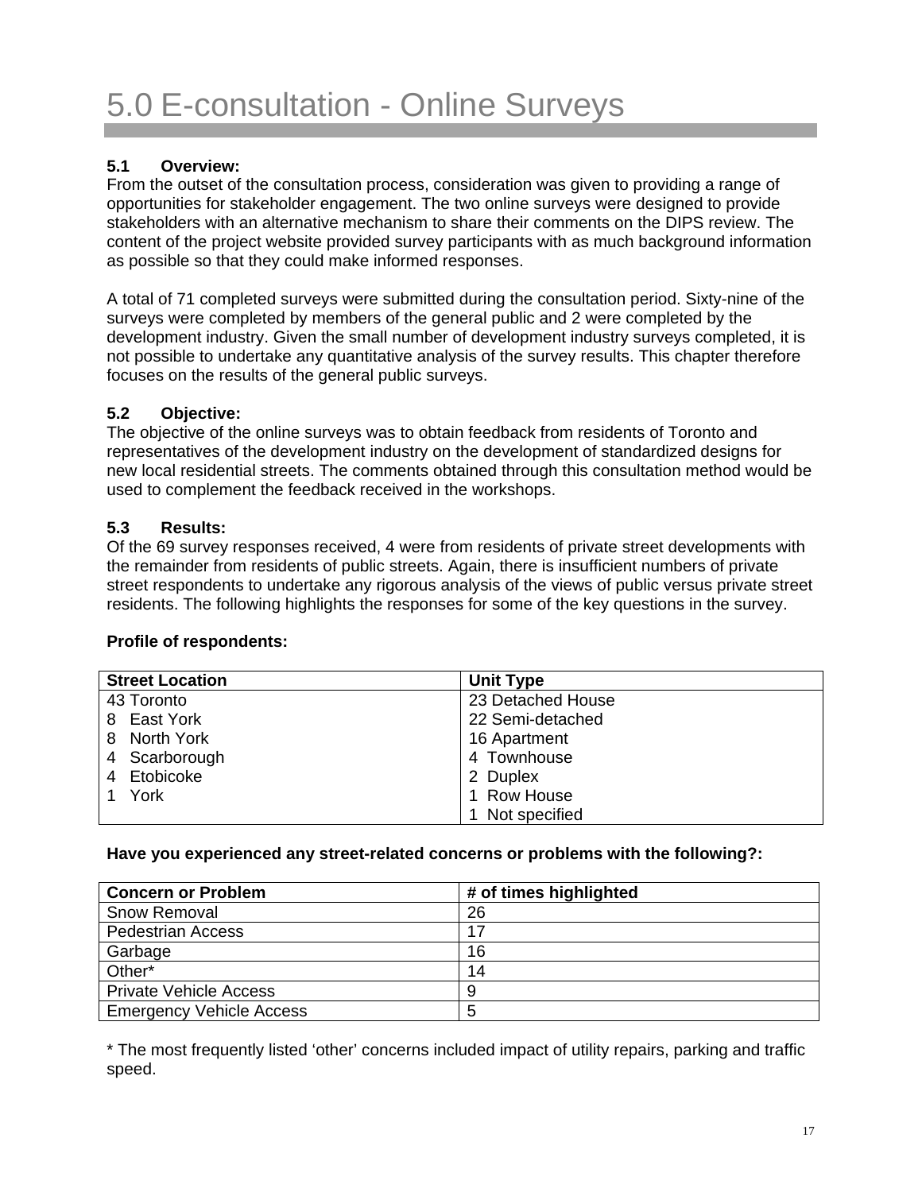# 5.0 E-consultation - Online Surveys

### 5.1 Overview:

From the outset of the consultation process, consideration was given to providing a range of opportunities for stakeholder engagement. The two online surveys were designed to provide stakeholders with an alternative mechanism to share their comments on the DIPS review. The content of the project website provided survey participants with as much background information as possible so that they could make informed responses.

A total of 71 completed surveys were submitted during the consultation period. Sixty-nine of the surveys were completed by members of the general public and 2 were completed by the development industry. Given the small number of development industry surveys completed, it is not possible to undertake any quantitative analysis of the survey results. This chapter therefore focuses on the results of the general public surveys.

### 5.2 Objective:

The objective of the online surveys was to obtain feedback from residents of Toronto and representatives of the development industry on the development of standardized designs for new local residential streets. The comments obtained through this consultation method would be used to complement the feedback received in the workshops.

### 5.3 Results:

Of the 69 survey responses received, 4 were from residents of private street developments with the remainder from residents of public streets. Again, there is insufficient numbers of private street respondents to undertake any rigorous analysis of the views of public versus private street residents. The following highlights the responses for some of the key questions in the survey.

**Profile of respondents:**

| Street Location | Unit Type |
|---|---|
| 43 Toronto | 23 Detached House |
| 8 East York | 22 Semi-detached |
| 8 North York | 16 Apartment |
| 4 Scarborough | 4 Townhouse |
| 4 Etobicoke | 2 Duplex |
| 1 York | 1 Row House |
| | 1 Not specified |

**Have you experienced any street-related concerns or problems with the following?:**

| Concern or Problem | # of times highlighted |
|---|---|
| Snow Removal | 26 |
| Pedestrian Access | 17 |
| Garbage | 16 |
| Other* | 14 |
| Private Vehicle Access | 9 |
| Emergency Vehicle Access | 5 |

* The most frequently listed 'other' concerns included impact of utility repairs, parking and traffic speed.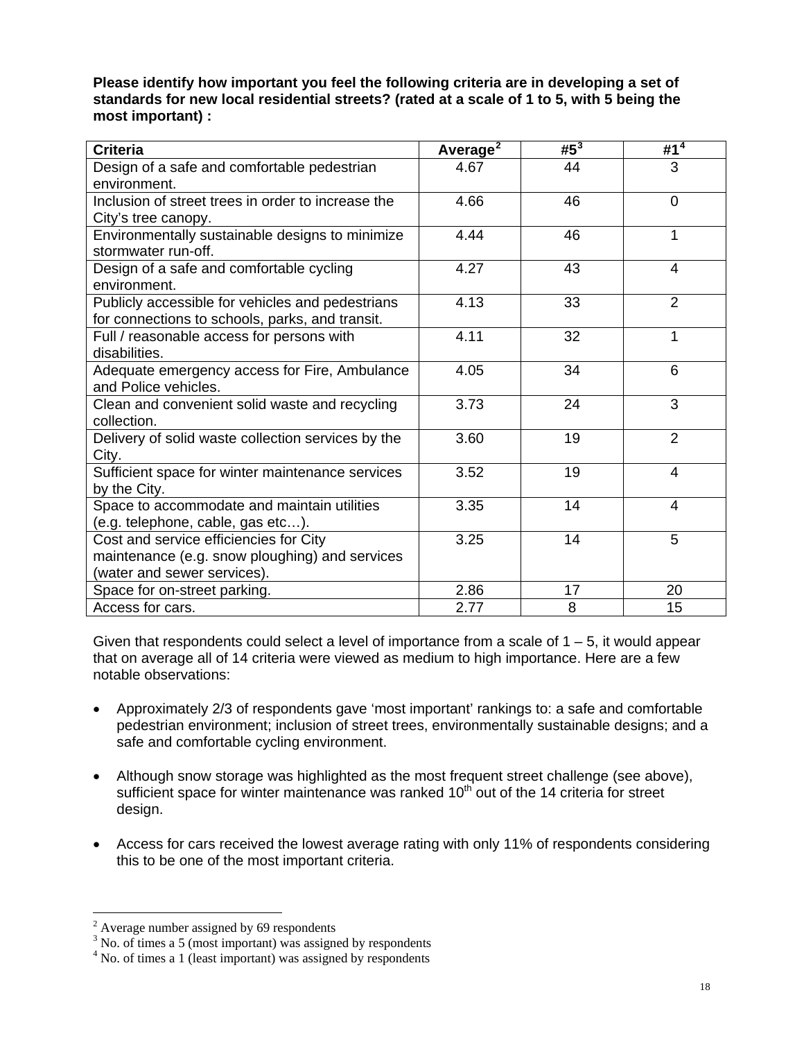**Please identify how important you feel the following criteria are in developing a set of standards for new local residential streets? (rated at a scale of 1 to 5, with 5 being the most important) :**

| Criteria | Average[2] | #5[3] | #1[4] |
|---|---|---|---|
| Design of a safe and comfortable pedestrian environment. | 4.67 | 44 | 3 |
| Inclusion of street trees in order to increase the City's tree canopy. | 4.66 | 46 | 0 |
| Environmentally sustainable designs to minimize stormwater run-off. | 4.44 | 46 | 1 |
| Design of a safe and comfortable cycling environment. | 4.27 | 43 | 4 |
| Publicly accessible for vehicles and pedestrians for connections to schools, parks, and transit. | 4.13 | 33 | 2 |
| Full / reasonable access for persons with disabilities. | 4.11 | 32 | 1 |
| Adequate emergency access for Fire, Ambulance and Police vehicles. | 4.05 | 34 | 6 |
| Clean and convenient solid waste and recycling collection. | 3.73 | 24 | 3 |
| Delivery of solid waste collection services by the City. | 3.60 | 19 | 2 |
| Sufficient space for winter maintenance services by the City. | 3.52 | 19 | 4 |
| Space to accommodate and maintain utilities (e.g. telephone, cable, gas etc…). | 3.35 | 14 | 4 |
| Cost and service efficiencies for City maintenance (e.g. snow ploughing) and services (water and sewer services). | 3.25 | 14 | 5 |
| Space for on-street parking. | 2.86 | 17 | 20 |
| Access for cars. | 2.77 | 8 | 15 |

Given that respondents could select a level of importance from a scale of 1 – 5, it would appear that on average all of 14 criteria were viewed as medium to high importance. Here are a few notable observations:

- Approximately 2/3 of respondents gave 'most important' rankings to: a safe and comfortable pedestrian environment; inclusion of street trees, environmentally sustainable designs; and a safe and comfortable cycling environment.

- Although snow storage was highlighted as the most frequent street challenge (see above), sufficient space for winter maintenance was ranked 10th out of the 14 criteria for street design.

- Access for cars received the lowest average rating with only 11% of respondents considering this to be one of the most important criteria.

[2] Average number assigned by 69 respondents
[3] No. of times a 5 (most important) was assigned by respondents
[4] No. of times a 1 (least important) was assigned by respondents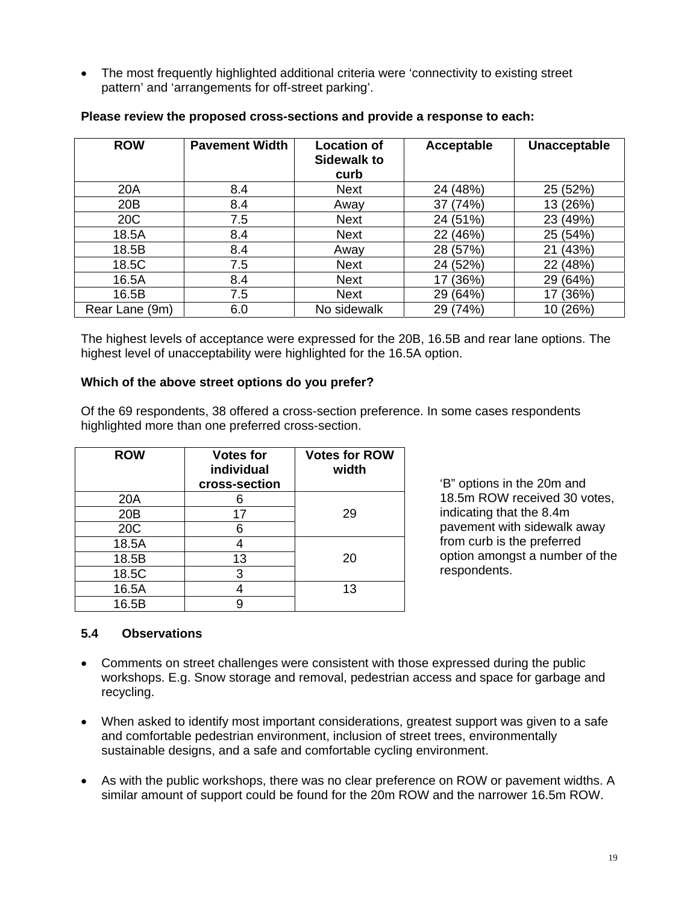- The most frequently highlighted additional criteria were 'connectivity to existing street pattern' and 'arrangements for off-street parking'.

**Please review the proposed cross-sections and provide a response to each:**

| ROW | Pavement Width | Location of Sidewalk to curb | Acceptable | Unacceptable |
|---|---|---|---|---|
| 20A | 8.4 | Next | 24 (48%) | 25 (52%) |
| 20B | 8.4 | Away | 37 (74%) | 13 (26%) |
| 20C | 7.5 | Next | 24 (51%) | 23 (49%) |
| 18.5A | 8.4 | Next | 22 (46%) | 25 (54%) |
| 18.5B | 8.4 | Away | 28 (57%) | 21 (43%) |
| 18.5C | 7.5 | Next | 24 (52%) | 22 (48%) |
| 16.5A | 8.4 | Next | 17 (36%) | 29 (64%) |
| 16.5B | 7.5 | Next | 29 (64%) | 17 (36%) |
| Rear Lane (9m) | 6.0 | No sidewalk | 29 (74%) | 10 (26%) |

The highest levels of acceptance were expressed for the 20B, 16.5B and rear lane options. The highest level of unacceptability were highlighted for the 16.5A option.

**Which of the above street options do you prefer?**

Of the 69 respondents, 38 offered a cross-section preference. In some cases respondents highlighted more than one preferred cross-section.

| ROW | Votes for individual cross-section | Votes for ROW width |
|---|---|---|
| 20A | 6 | 29 |
| 20B | 17 | |
| 20C | 6 | |
| 18.5A | 4 | 20 |
| 18.5B | 13 | |
| 18.5C | 3 | |
| 16.5A | 4 | 13 |
| 16.5B | 9 | |

'B" options in the 20m and 18.5m ROW received 30 votes, indicating that the 8.4m pavement with sidewalk away from curb is the preferred option amongst a number of the respondents.

### 5.4 Observations

- Comments on street challenges were consistent with those expressed during the public workshops. E.g. Snow storage and removal, pedestrian access and space for garbage and recycling.
- When asked to identify most important considerations, greatest support was given to a safe and comfortable pedestrian environment, inclusion of street trees, environmentally sustainable designs, and a safe and comfortable cycling environment.
- As with the public workshops, there was no clear preference on ROW or pavement widths. A similar amount of support could be found for the 20m ROW and the narrower 16.5m ROW.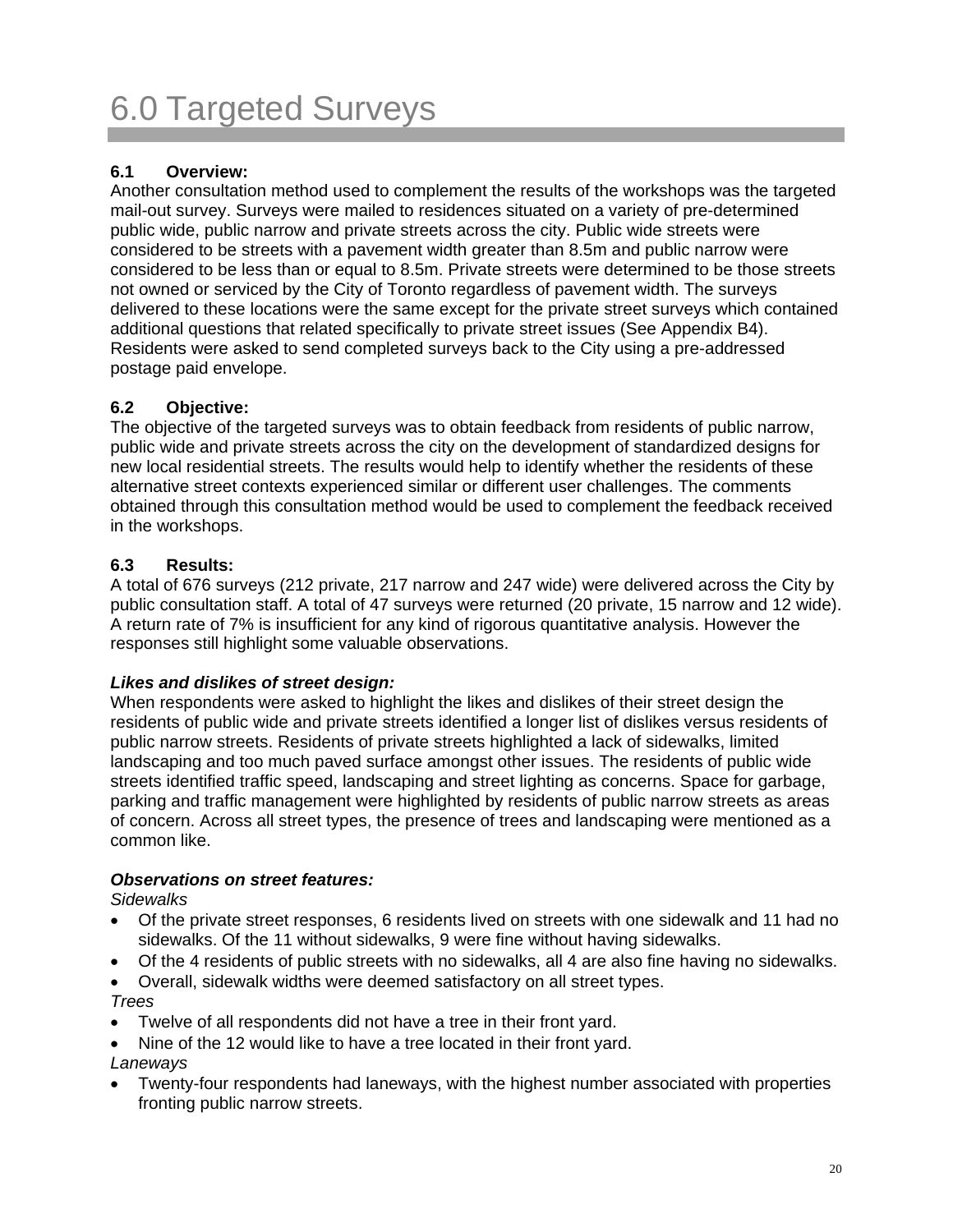# 6.0 Targeted Surveys

### 6.1 Overview:

Another consultation method used to complement the results of the workshops was the targeted mail-out survey. Surveys were mailed to residences situated on a variety of pre-determined public wide, public narrow and private streets across the city. Public wide streets were considered to be streets with a pavement width greater than 8.5m and public narrow were considered to be less than or equal to 8.5m. Private streets were determined to be those streets not owned or serviced by the City of Toronto regardless of pavement width. The surveys delivered to these locations were the same except for the private street surveys which contained additional questions that related specifically to private street issues (See Appendix B4). Residents were asked to send completed surveys back to the City using a pre-addressed postage paid envelope.

### 6.2 Objective:

The objective of the targeted surveys was to obtain feedback from residents of public narrow, public wide and private streets across the city on the development of standardized designs for new local residential streets. The results would help to identify whether the residents of these alternative street contexts experienced similar or different user challenges. The comments obtained through this consultation method would be used to complement the feedback received in the workshops.

### 6.3 Results:

A total of 676 surveys (212 private, 217 narrow and 247 wide) were delivered across the City by public consultation staff. A total of 47 surveys were returned (20 private, 15 narrow and 12 wide). A return rate of 7% is insufficient for any kind of rigorous quantitative analysis. However the responses still highlight some valuable observations.

***Likes and dislikes of street design:***

When respondents were asked to highlight the likes and dislikes of their street design the residents of public wide and private streets identified a longer list of dislikes versus residents of public narrow streets. Residents of private streets highlighted a lack of sidewalks, limited landscaping and too much paved surface amongst other issues. The residents of public wide streets identified traffic speed, landscaping and street lighting as concerns. Space for garbage, parking and traffic management were highlighted by residents of public narrow streets as areas of concern. Across all street types, the presence of trees and landscaping were mentioned as a common like.

***Observations on street features:***

*Sidewalks*

- Of the private street responses, 6 residents lived on streets with one sidewalk and 11 had no sidewalks. Of the 11 without sidewalks, 9 were fine without having sidewalks.
- Of the 4 residents of public streets with no sidewalks, all 4 are also fine having no sidewalks.
- Overall, sidewalk widths were deemed satisfactory on all street types.

*Trees*

- Twelve of all respondents did not have a tree in their front yard.
- Nine of the 12 would like to have a tree located in their front yard.

*Laneways*

- Twenty-four respondents had laneways, with the highest number associated with properties fronting public narrow streets.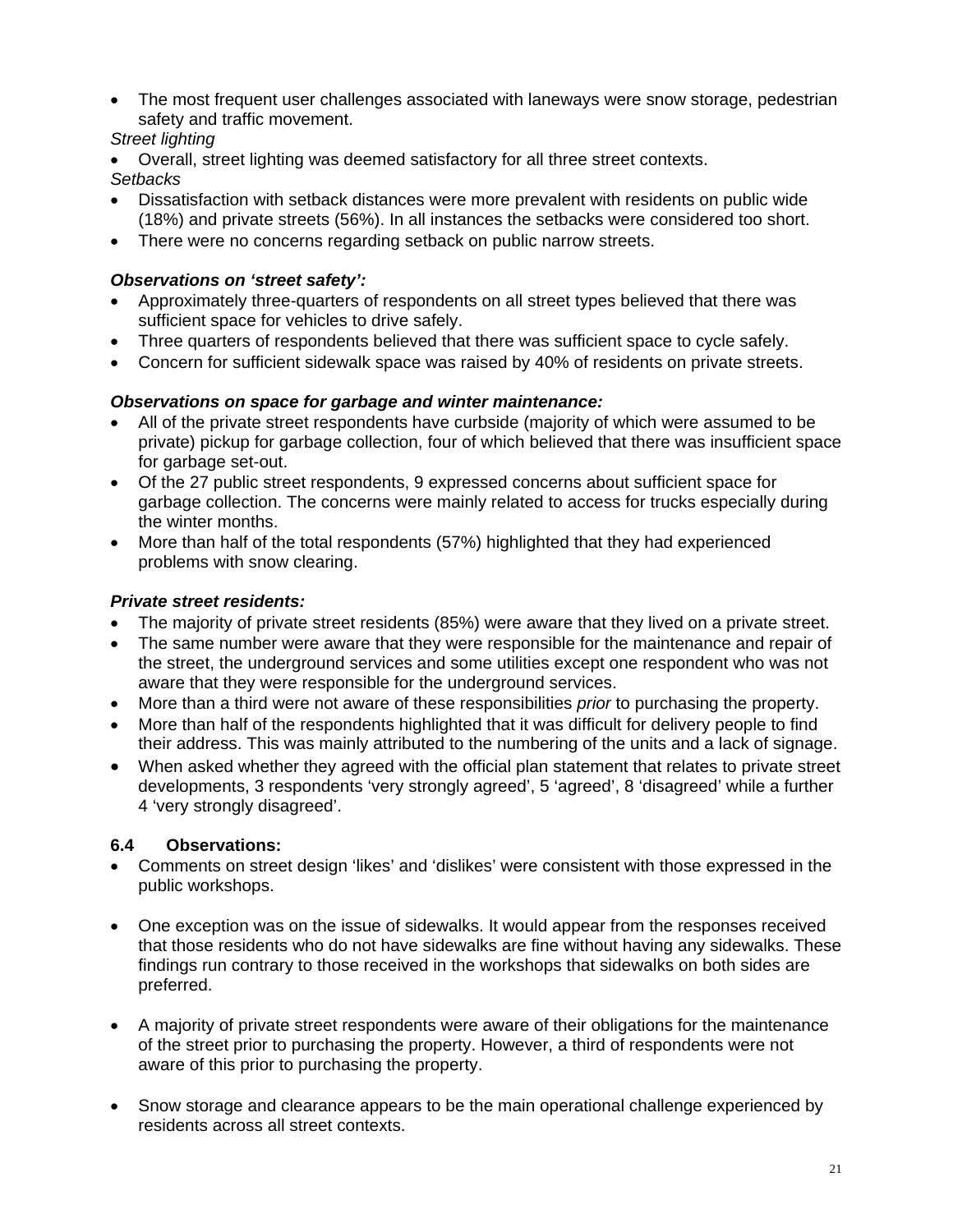- The most frequent user challenges associated with laneways were snow storage, pedestrian safety and traffic movement.

*Street lighting*

- Overall, street lighting was deemed satisfactory for all three street contexts.

*Setbacks*

- Dissatisfaction with setback distances were more prevalent with residents on public wide (18%) and private streets (56%). In all instances the setbacks were considered too short.
- There were no concerns regarding setback on public narrow streets.

***Observations on 'street safety':***

- Approximately three-quarters of respondents on all street types believed that there was sufficient space for vehicles to drive safely.
- Three quarters of respondents believed that there was sufficient space to cycle safely.
- Concern for sufficient sidewalk space was raised by 40% of residents on private streets.

***Observations on space for garbage and winter maintenance:***

- All of the private street respondents have curbside (majority of which were assumed to be private) pickup for garbage collection, four of which believed that there was insufficient space for garbage set-out.
- Of the 27 public street respondents, 9 expressed concerns about sufficient space for garbage collection. The concerns were mainly related to access for trucks especially during the winter months.
- More than half of the total respondents (57%) highlighted that they had experienced problems with snow clearing.

***Private street residents:***

- The majority of private street residents (85%) were aware that they lived on a private street.
- The same number were aware that they were responsible for the maintenance and repair of the street, the underground services and some utilities except one respondent who was not aware that they were responsible for the underground services.
- More than a third were not aware of these responsibilities *prior* to purchasing the property.
- More than half of the respondents highlighted that it was difficult for delivery people to find their address. This was mainly attributed to the numbering of the units and a lack of signage.
- When asked whether they agreed with the official plan statement that relates to private street developments, 3 respondents 'very strongly agreed', 5 'agreed', 8 'disagreed' while a further 4 'very strongly disagreed'.

### 6.4 Observations:

- Comments on street design 'likes' and 'dislikes' were consistent with those expressed in the public workshops.

- One exception was on the issue of sidewalks. It would appear from the responses received that those residents who do not have sidewalks are fine without having any sidewalks. These findings run contrary to those received in the workshops that sidewalks on both sides are preferred.

- A majority of private street respondents were aware of their obligations for the maintenance of the street prior to purchasing the property. However, a third of respondents were not aware of this prior to purchasing the property.

- Snow storage and clearance appears to be the main operational challenge experienced by residents across all street contexts.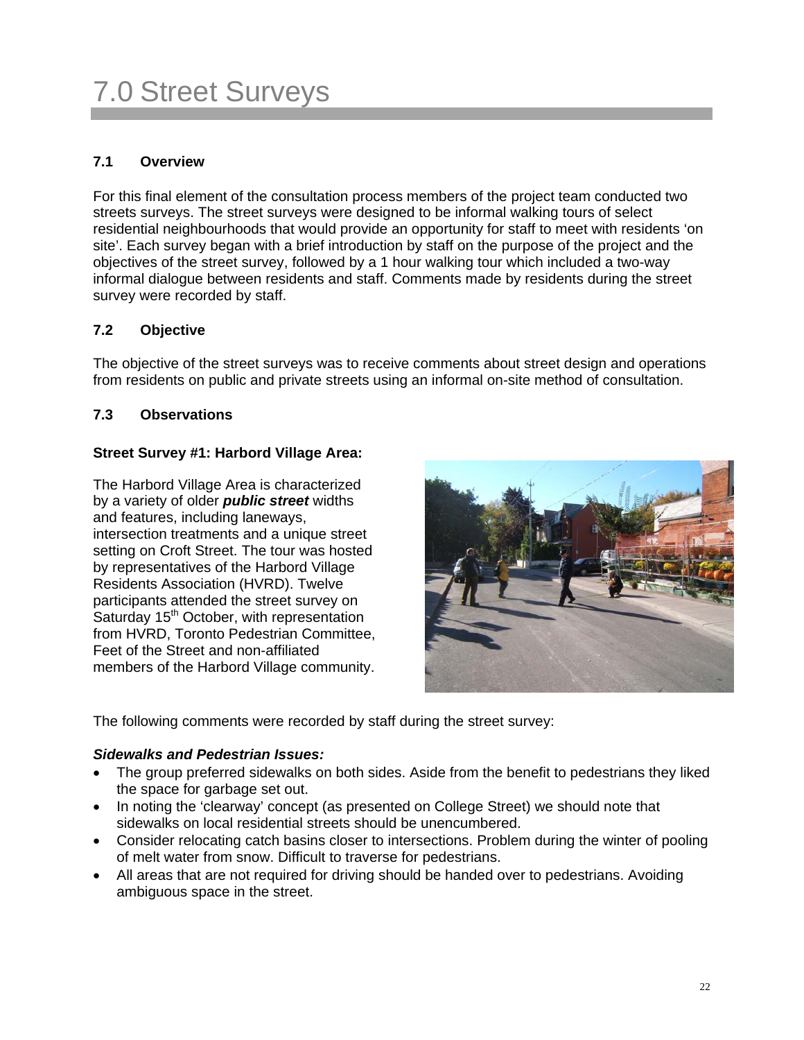# 7.0 Street Surveys

### 7.1 Overview

For this final element of the consultation process members of the project team conducted two streets surveys. The street surveys were designed to be informal walking tours of select residential neighbourhoods that would provide an opportunity for staff to meet with residents 'on site'. Each survey began with a brief introduction by staff on the purpose of the project and the objectives of the street survey, followed by a 1 hour walking tour which included a two-way informal dialogue between residents and staff. Comments made by residents during the street survey were recorded by staff.

### 7.2 Objective

The objective of the street surveys was to receive comments about street design and operations from residents on public and private streets using an informal on-site method of consultation.

### 7.3 Observations

**Street Survey #1: Harbord Village Area:**

The Harbord Village Area is characterized by a variety of older ***public street*** widths and features, including laneways, intersection treatments and a unique street setting on Croft Street. The tour was hosted by representatives of the Harbord Village Residents Association (HVRD). Twelve participants attended the street survey on Saturday 15th October, with representation from HVRD, Toronto Pedestrian Committee, Feet of the Street and non-affiliated members of the Harbord Village community.

The following comments were recorded by staff during the street survey:

***Sidewalks and Pedestrian Issues:***

- The group preferred sidewalks on both sides. Aside from the benefit to pedestrians they liked the space for garbage set out.
- In noting the 'clearway' concept (as presented on College Street) we should note that sidewalks on local residential streets should be unencumbered.
- Consider relocating catch basins closer to intersections. Problem during the winter of pooling of melt water from snow. Difficult to traverse for pedestrians.
- All areas that are not required for driving should be handed over to pedestrians. Avoiding ambiguous space in the street.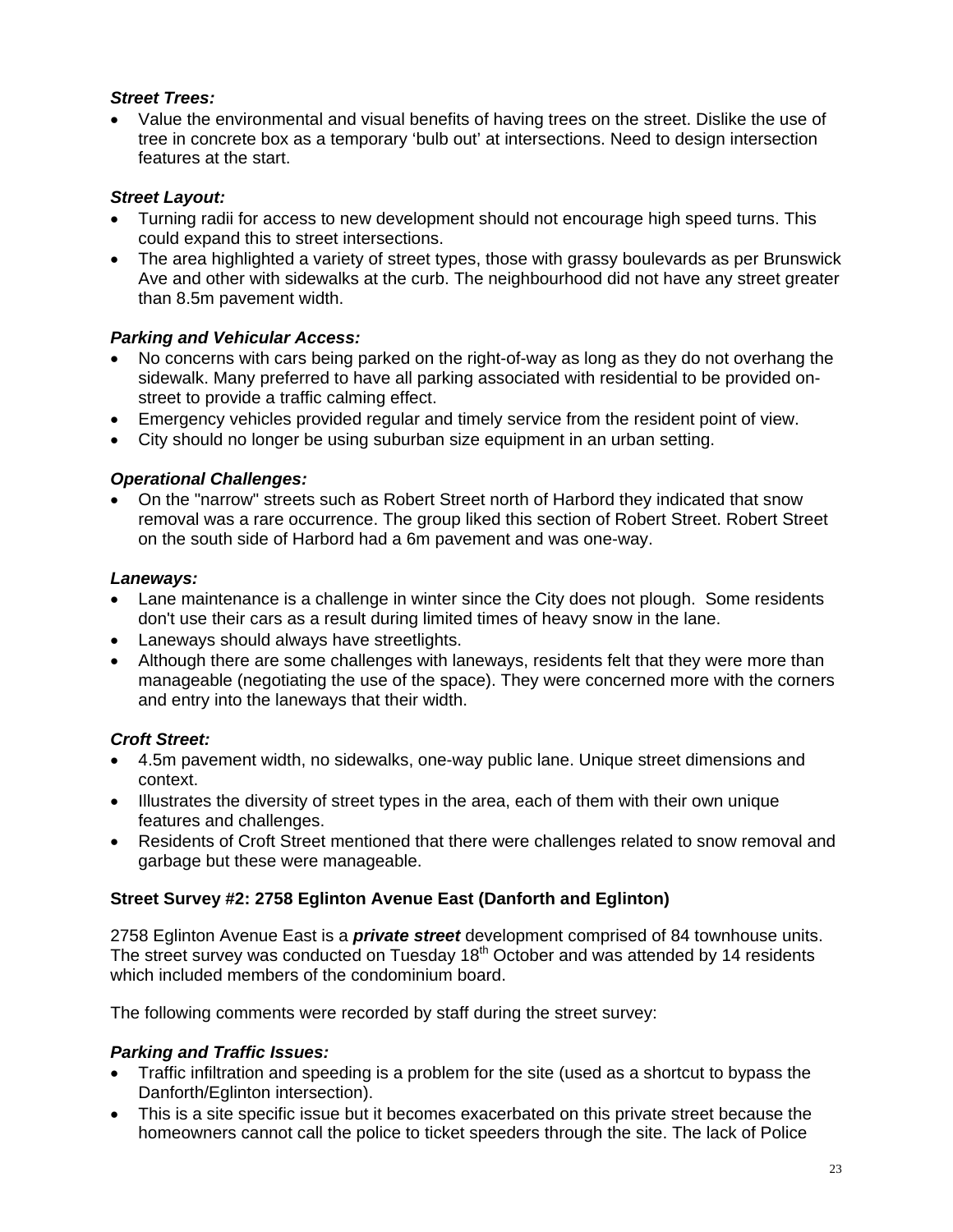***Street Trees:***

- Value the environmental and visual benefits of having trees on the street. Dislike the use of tree in concrete box as a temporary 'bulb out' at intersections. Need to design intersection features at the start.

***Street Layout:***

- Turning radii for access to new development should not encourage high speed turns. This could expand this to street intersections.
- The area highlighted a variety of street types, those with grassy boulevards as per Brunswick Ave and other with sidewalks at the curb. The neighbourhood did not have any street greater than 8.5m pavement width.

***Parking and Vehicular Access:***

- No concerns with cars being parked on the right-of-way as long as they do not overhang the sidewalk. Many preferred to have all parking associated with residential to be provided on-street to provide a traffic calming effect.
- Emergency vehicles provided regular and timely service from the resident point of view.
- City should no longer be using suburban size equipment in an urban setting.

***Operational Challenges:***

- On the "narrow" streets such as Robert Street north of Harbord they indicated that snow removal was a rare occurrence. The group liked this section of Robert Street. Robert Street on the south side of Harbord had a 6m pavement and was one-way.

***Laneways:***

- Lane maintenance is a challenge in winter since the City does not plough. Some residents don't use their cars as a result during limited times of heavy snow in the lane.
- Laneways should always have streetlights.
- Although there are some challenges with laneways, residents felt that they were more than manageable (negotiating the use of the space). They were concerned more with the corners and entry into the laneways that their width.

***Croft Street:***

- 4.5m pavement width, no sidewalks, one-way public lane. Unique street dimensions and context.
- Illustrates the diversity of street types in the area, each of them with their own unique features and challenges.
- Residents of Croft Street mentioned that there were challenges related to snow removal and garbage but these were manageable.

**Street Survey #2: 2758 Eglinton Avenue East (Danforth and Eglinton)**

2758 Eglinton Avenue East is a ***private street*** development comprised of 84 townhouse units. The street survey was conducted on Tuesday 18th October and was attended by 14 residents which included members of the condominium board.

The following comments were recorded by staff during the street survey:

***Parking and Traffic Issues:***

- Traffic infiltration and speeding is a problem for the site (used as a shortcut to bypass the Danforth/Eglinton intersection).
- This is a site specific issue but it becomes exacerbated on this private street because the homeowners cannot call the police to ticket speeders through the site. The lack of Police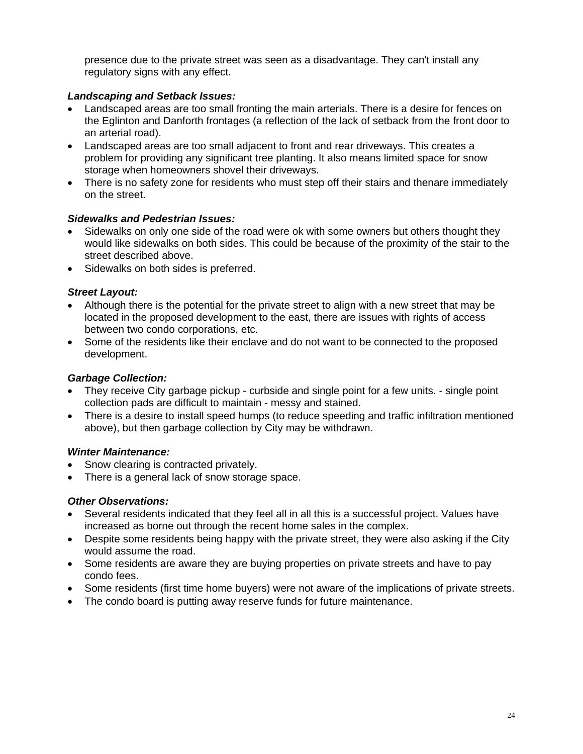presence due to the private street was seen as a disadvantage. They can't install any regulatory signs with any effect.

***Landscaping and Setback Issues:***

- Landscaped areas are too small fronting the main arterials. There is a desire for fences on the Eglinton and Danforth frontages (a reflection of the lack of setback from the front door to an arterial road).
- Landscaped areas are too small adjacent to front and rear driveways. This creates a problem for providing any significant tree planting. It also means limited space for snow storage when homeowners shovel their driveways.
- There is no safety zone for residents who must step off their stairs and thenare immediately on the street.

***Sidewalks and Pedestrian Issues:***

- Sidewalks on only one side of the road were ok with some owners but others thought they would like sidewalks on both sides. This could be because of the proximity of the stair to the street described above.
- Sidewalks on both sides is preferred.

***Street Layout:***

- Although there is the potential for the private street to align with a new street that may be located in the proposed development to the east, there are issues with rights of access between two condo corporations, etc.
- Some of the residents like their enclave and do not want to be connected to the proposed development.

***Garbage Collection:***

- They receive City garbage pickup - curbside and single point for a few units. - single point collection pads are difficult to maintain - messy and stained.
- There is a desire to install speed humps (to reduce speeding and traffic infiltration mentioned above), but then garbage collection by City may be withdrawn.

***Winter Maintenance:***

- Snow clearing is contracted privately.
- There is a general lack of snow storage space.

***Other Observations:***

- Several residents indicated that they feel all in all this is a successful project. Values have increased as borne out through the recent home sales in the complex.
- Despite some residents being happy with the private street, they were also asking if the City would assume the road.
- Some residents are aware they are buying properties on private streets and have to pay condo fees.
- Some residents (first time home buyers) were not aware of the implications of private streets.
- The condo board is putting away reserve funds for future maintenance.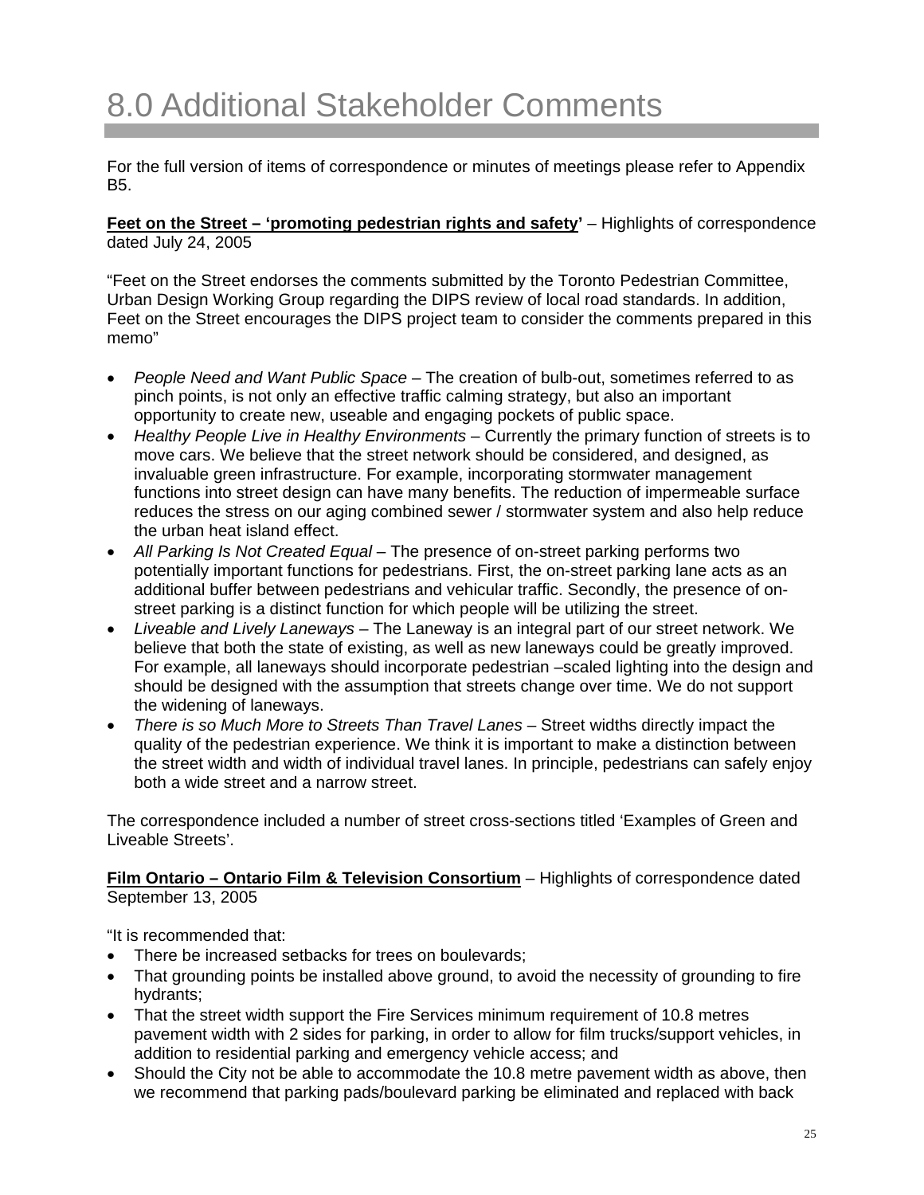# 8.0 Additional Stakeholder Comments

For the full version of items of correspondence or minutes of meetings please refer to Appendix B5.

**Feet on the Street – 'promoting pedestrian rights and safety'** – Highlights of correspondence dated July 24, 2005

"Feet on the Street endorses the comments submitted by the Toronto Pedestrian Committee, Urban Design Working Group regarding the DIPS review of local road standards. In addition, Feet on the Street encourages the DIPS project team to consider the comments prepared in this memo"

- *People Need and Want Public Space* – The creation of bulb-out, sometimes referred to as pinch points, is not only an effective traffic calming strategy, but also an important opportunity to create new, useable and engaging pockets of public space.
- *Healthy People Live in Healthy Environments* – Currently the primary function of streets is to move cars. We believe that the street network should be considered, and designed, as invaluable green infrastructure. For example, incorporating stormwater management functions into street design can have many benefits. The reduction of impermeable surface reduces the stress on our aging combined sewer / stormwater system and also help reduce the urban heat island effect.
- *All Parking Is Not Created Equal* – The presence of on-street parking performs two potentially important functions for pedestrians. First, the on-street parking lane acts as an additional buffer between pedestrians and vehicular traffic. Secondly, the presence of on-street parking is a distinct function for which people will be utilizing the street.
- *Liveable and Lively Laneways* – The Laneway is an integral part of our street network. We believe that both the state of existing, as well as new laneways could be greatly improved. For example, all laneways should incorporate pedestrian –scaled lighting into the design and should be designed with the assumption that streets change over time. We do not support the widening of laneways.
- *There is so Much More to Streets Than Travel Lanes* – Street widths directly impact the quality of the pedestrian experience. We think it is important to make a distinction between the street width and width of individual travel lanes. In principle, pedestrians can safely enjoy both a wide street and a narrow street.

The correspondence included a number of street cross-sections titled 'Examples of Green and Liveable Streets'.

**Film Ontario – Ontario Film & Television Consortium** – Highlights of correspondence dated September 13, 2005

"It is recommended that:

- There be increased setbacks for trees on boulevards;
- That grounding points be installed above ground, to avoid the necessity of grounding to fire hydrants;
- That the street width support the Fire Services minimum requirement of 10.8 metres pavement width with 2 sides for parking, in order to allow for film trucks/support vehicles, in addition to residential parking and emergency vehicle access; and
- Should the City not be able to accommodate the 10.8 metre pavement width as above, then we recommend that parking pads/boulevard parking be eliminated and replaced with back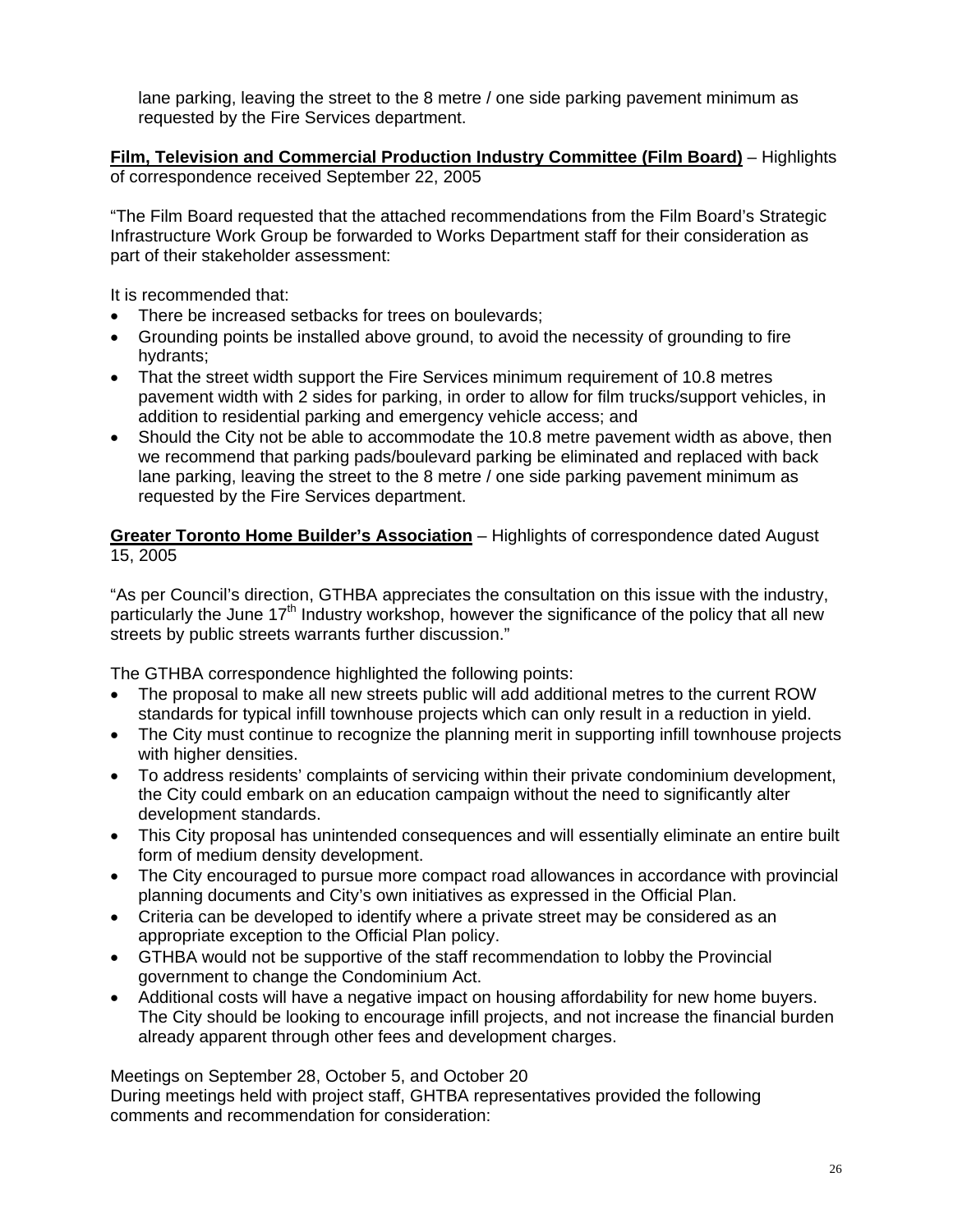lane parking, leaving the street to the 8 metre / one side parking pavement minimum as requested by the Fire Services department.

**Film, Television and Commercial Production Industry Committee (Film Board)** – Highlights of correspondence received September 22, 2005

"The Film Board requested that the attached recommendations from the Film Board's Strategic Infrastructure Work Group be forwarded to Works Department staff for their consideration as part of their stakeholder assessment:

It is recommended that:

- There be increased setbacks for trees on boulevards;
- Grounding points be installed above ground, to avoid the necessity of grounding to fire hydrants;
- That the street width support the Fire Services minimum requirement of 10.8 metres pavement width with 2 sides for parking, in order to allow for film trucks/support vehicles, in addition to residential parking and emergency vehicle access; and
- Should the City not be able to accommodate the 10.8 metre pavement width as above, then we recommend that parking pads/boulevard parking be eliminated and replaced with back lane parking, leaving the street to the 8 metre / one side parking pavement minimum as requested by the Fire Services department.

**Greater Toronto Home Builder's Association** – Highlights of correspondence dated August 15, 2005

"As per Council's direction, GTHBA appreciates the consultation on this issue with the industry, particularly the June 17th Industry workshop, however the significance of the policy that all new streets by public streets warrants further discussion."

The GTHBA correspondence highlighted the following points:

- The proposal to make all new streets public will add additional metres to the current ROW standards for typical infill townhouse projects which can only result in a reduction in yield.
- The City must continue to recognize the planning merit in supporting infill townhouse projects with higher densities.
- To address residents' complaints of servicing within their private condominium development, the City could embark on an education campaign without the need to significantly alter development standards.
- This City proposal has unintended consequences and will essentially eliminate an entire built form of medium density development.
- The City encouraged to pursue more compact road allowances in accordance with provincial planning documents and City's own initiatives as expressed in the Official Plan.
- Criteria can be developed to identify where a private street may be considered as an appropriate exception to the Official Plan policy.
- GTHBA would not be supportive of the staff recommendation to lobby the Provincial government to change the Condominium Act.
- Additional costs will have a negative impact on housing affordability for new home buyers. The City should be looking to encourage infill projects, and not increase the financial burden already apparent through other fees and development charges.

Meetings on September 28, October 5, and October 20
During meetings held with project staff, GHTBA representatives provided the following comments and recommendation for consideration: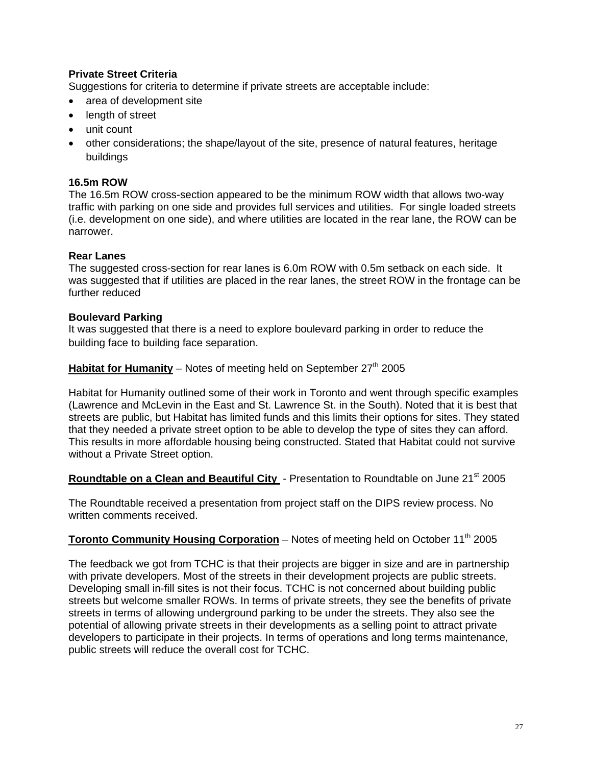**Private Street Criteria**

Suggestions for criteria to determine if private streets are acceptable include:

- area of development site
- length of street
- unit count
- other considerations; the shape/layout of the site, presence of natural features, heritage buildings

**16.5m ROW**

The 16.5m ROW cross-section appeared to be the minimum ROW width that allows two-way traffic with parking on one side and provides full services and utilities. For single loaded streets (i.e. development on one side), and where utilities are located in the rear lane, the ROW can be narrower.

**Rear Lanes**

The suggested cross-section for rear lanes is 6.0m ROW with 0.5m setback on each side. It was suggested that if utilities are placed in the rear lanes, the street ROW in the frontage can be further reduced

**Boulevard Parking**

It was suggested that there is a need to explore boulevard parking in order to reduce the building face to building face separation.

**Habitat for Humanity** – Notes of meeting held on September 27th 2005

Habitat for Humanity outlined some of their work in Toronto and went through specific examples (Lawrence and McLevin in the East and St. Lawrence St. in the South). Noted that it is best that streets are public, but Habitat has limited funds and this limits their options for sites. They stated that they needed a private street option to be able to develop the type of sites they can afford. This results in more affordable housing being constructed. Stated that Habitat could not survive without a Private Street option.

**Roundtable on a Clean and Beautiful City** - Presentation to Roundtable on June 21st 2005

The Roundtable received a presentation from project staff on the DIPS review process. No written comments received.

**Toronto Community Housing Corporation** – Notes of meeting held on October 11th 2005

The feedback we got from TCHC is that their projects are bigger in size and are in partnership with private developers. Most of the streets in their development projects are public streets. Developing small in-fill sites is not their focus. TCHC is not concerned about building public streets but welcome smaller ROWs. In terms of private streets, they see the benefits of private streets in terms of allowing underground parking to be under the streets. They also see the potential of allowing private streets in their developments as a selling point to attract private developers to participate in their projects. In terms of operations and long terms maintenance, public streets will reduce the overall cost for TCHC.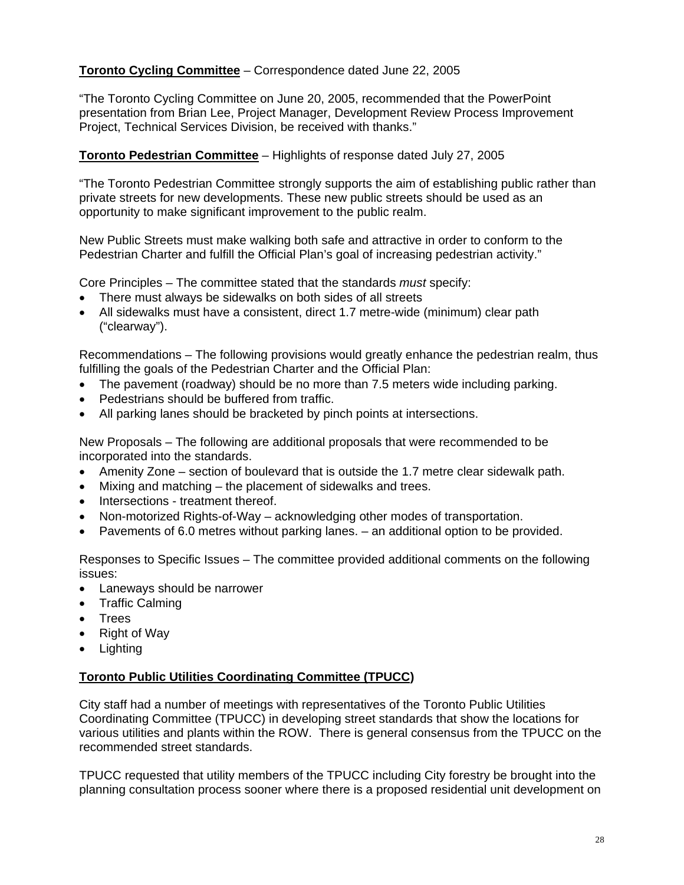**Toronto Cycling Committee** – Correspondence dated June 22, 2005

"The Toronto Cycling Committee on June 20, 2005, recommended that the PowerPoint presentation from Brian Lee, Project Manager, Development Review Process Improvement Project, Technical Services Division, be received with thanks."

**Toronto Pedestrian Committee** – Highlights of response dated July 27, 2005

"The Toronto Pedestrian Committee strongly supports the aim of establishing public rather than private streets for new developments. These new public streets should be used as an opportunity to make significant improvement to the public realm.

New Public Streets must make walking both safe and attractive in order to conform to the Pedestrian Charter and fulfill the Official Plan's goal of increasing pedestrian activity."

Core Principles – The committee stated that the standards *must* specify:

- There must always be sidewalks on both sides of all streets
- All sidewalks must have a consistent, direct 1.7 metre-wide (minimum) clear path ("clearway").

Recommendations – The following provisions would greatly enhance the pedestrian realm, thus fulfilling the goals of the Pedestrian Charter and the Official Plan:

- The pavement (roadway) should be no more than 7.5 meters wide including parking.
- Pedestrians should be buffered from traffic.
- All parking lanes should be bracketed by pinch points at intersections.

New Proposals – The following are additional proposals that were recommended to be incorporated into the standards.

- Amenity Zone – section of boulevard that is outside the 1.7 metre clear sidewalk path.
- Mixing and matching – the placement of sidewalks and trees.
- Intersections - treatment thereof.
- Non-motorized Rights-of-Way – acknowledging other modes of transportation.
- Pavements of 6.0 metres without parking lanes. – an additional option to be provided.

Responses to Specific Issues – The committee provided additional comments on the following issues:

- Laneways should be narrower
- Traffic Calming
- Trees
- Right of Way
- Lighting

**Toronto Public Utilities Coordinating Committee (TPUCC)**

City staff had a number of meetings with representatives of the Toronto Public Utilities Coordinating Committee (TPUCC) in developing street standards that show the locations for various utilities and plants within the ROW. There is general consensus from the TPUCC on the recommended street standards.

TPUCC requested that utility members of the TPUCC including City forestry be brought into the planning consultation process sooner where there is a proposed residential unit development on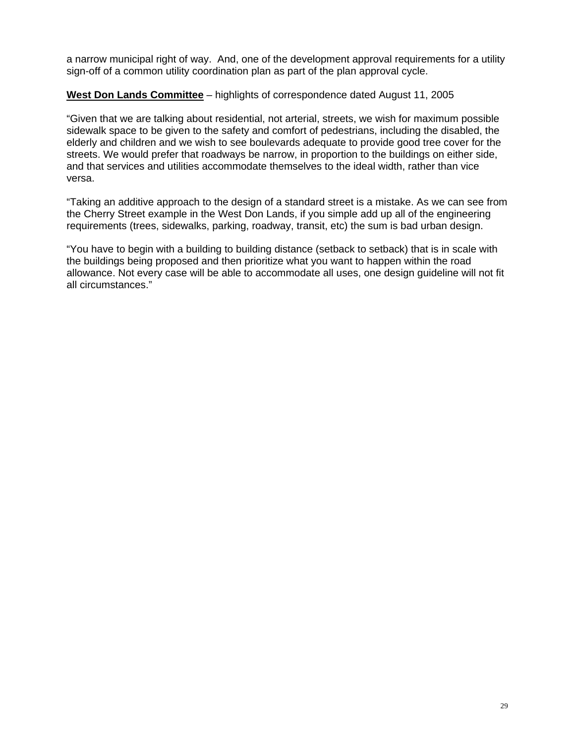a narrow municipal right of way.  And, one of the development approval requirements for a utility sign-off of a common utility coordination plan as part of the plan approval cycle.

**<u>West Don Lands Committee</u>** – highlights of correspondence dated August 11, 2005

“Given that we are talking about residential, not arterial, streets, we wish for maximum possible sidewalk space to be given to the safety and comfort of pedestrians, including the disabled, the elderly and children and we wish to see boulevards adequate to provide good tree cover for the streets. We would prefer that roadways be narrow, in proportion to the buildings on either side, and that services and utilities accommodate themselves to the ideal width, rather than vice versa.

“Taking an additive approach to the design of a standard street is a mistake. As we can see from the Cherry Street example in the West Don Lands, if you simple add up all of the engineering requirements (trees, sidewalks, parking, roadway, transit, etc) the sum is bad urban design.

“You have to begin with a building to building distance (setback to setback) that is in scale with the buildings being proposed and then prioritize what you want to happen within the road allowance. Not every case will be able to accommodate all uses, one design guideline will not fit all circumstances.”